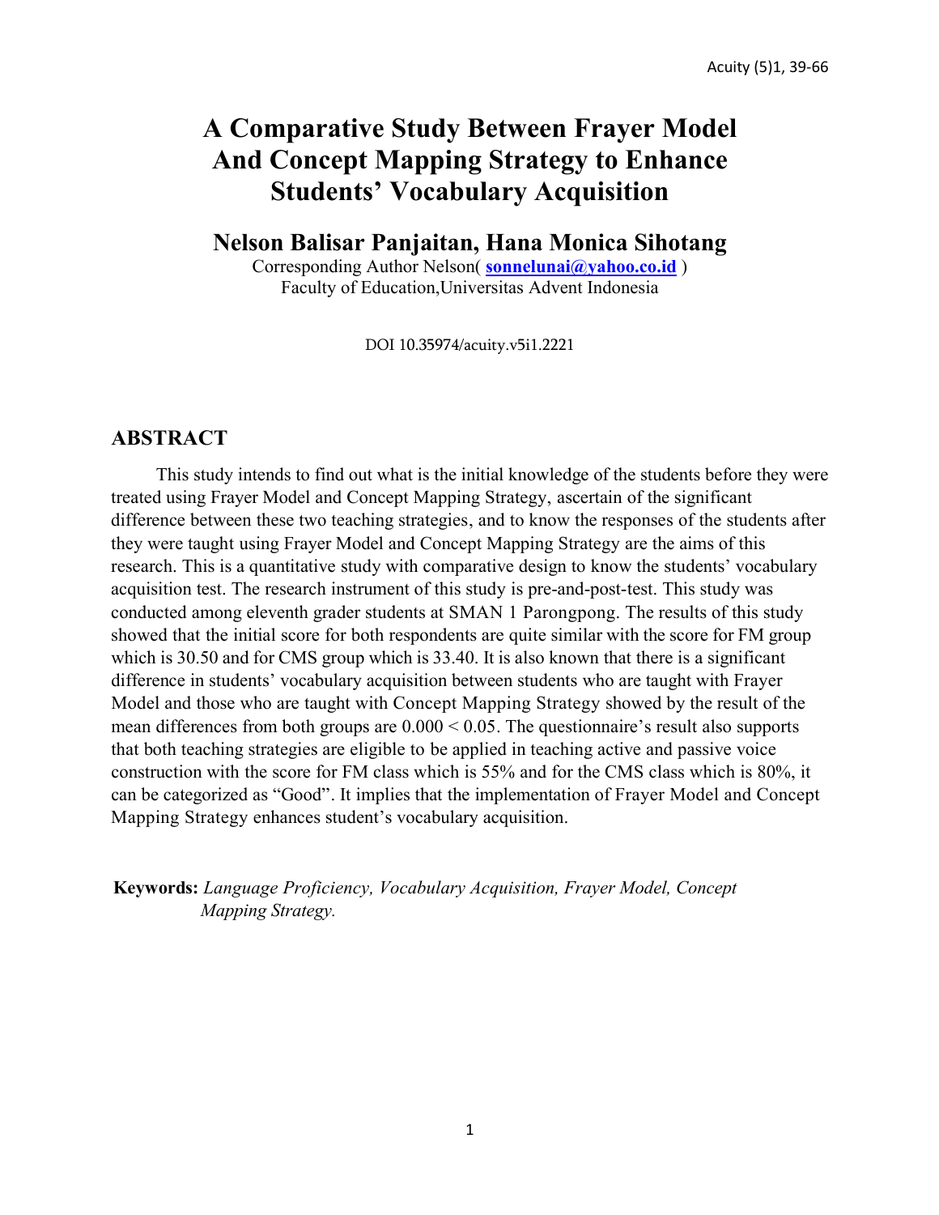# A Comparative Study Between Frayer Model And Concept Mapping Strategy to Enhance Students' Vocabulary Acquisition

**Nelson Balisar Panjaitan, Hana Monica Sihotang**

Corresponding Author Nelson( **sonnelunai@yahoo.co.id** )
Faculty of Education,Universitas Advent Indonesia

DOI 10.35974/acuity.v5i1.2221

## ABSTRACT

This study intends to find out what is the initial knowledge of the students before they were treated using Frayer Model and Concept Mapping Strategy, ascertain of the significant difference between these two teaching strategies, and to know the responses of the students after they were taught using Frayer Model and Concept Mapping Strategy are the aims of this research. This is a quantitative study with comparative design to know the students' vocabulary acquisition test. The research instrument of this study is pre-and-post-test. This study was conducted among eleventh grader students at SMAN 1 Parongpong. The results of this study showed that the initial score for both respondents are quite similar with the score for FM group which is 30.50 and for CMS group which is 33.40. It is also known that there is a significant difference in students' vocabulary acquisition between students who are taught with Frayer Model and those who are taught with Concept Mapping Strategy showed by the result of the mean differences from both groups are $0.000 < 0.05$. The questionnaire's result also supports that both teaching strategies are eligible to be applied in teaching active and passive voice construction with the score for FM class which is 55% and for the CMS class which is 80%, it can be categorized as "Good". It implies that the implementation of Frayer Model and Concept Mapping Strategy enhances student's vocabulary acquisition.

**Keywords:** *Language Proficiency, Vocabulary Acquisition, Frayer Model, Concept Mapping Strategy.*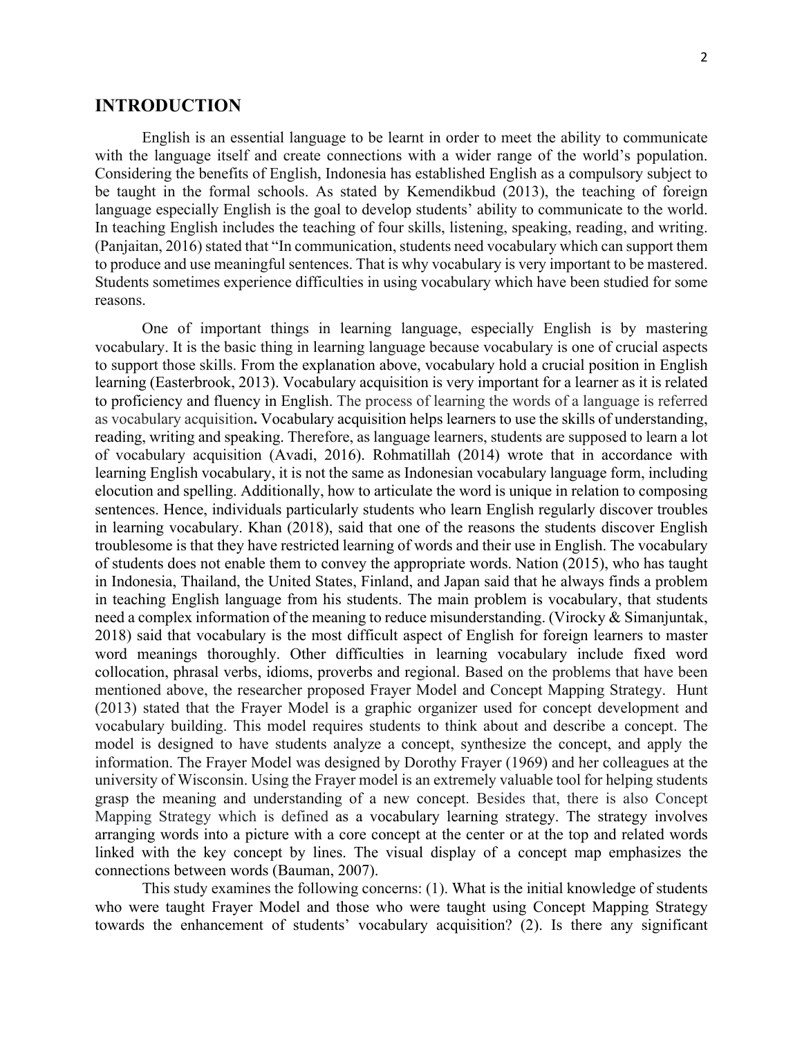## INTRODUCTION

English is an essential language to be learnt in order to meet the ability to communicate with the language itself and create connections with a wider range of the world's population. Considering the benefits of English, Indonesia has established English as a compulsory subject to be taught in the formal schools. As stated by Kemendikbud (2013), the teaching of foreign language especially English is the goal to develop students' ability to communicate to the world. In teaching English includes the teaching of four skills, listening, speaking, reading, and writing. (Panjaitan, 2016) stated that "In communication, students need vocabulary which can support them to produce and use meaningful sentences. That is why vocabulary is very important to be mastered. Students sometimes experience difficulties in using vocabulary which have been studied for some reasons.

One of important things in learning language, especially English is by mastering vocabulary. It is the basic thing in learning language because vocabulary is one of crucial aspects to support those skills. From the explanation above, vocabulary hold a crucial position in English learning (Easterbrook, 2013). Vocabulary acquisition is very important for a learner as it is related to proficiency and fluency in English. The process of learning the words of a language is referred as vocabulary acquisition**.** Vocabulary acquisition helps learners to use the skills of understanding, reading, writing and speaking. Therefore, as language learners, students are supposed to learn a lot of vocabulary acquisition (Avadi, 2016). Rohmatillah (2014) wrote that in accordance with learning English vocabulary, it is not the same as Indonesian vocabulary language form, including elocution and spelling. Additionally, how to articulate the word is unique in relation to composing sentences. Hence, individuals particularly students who learn English regularly discover troubles in learning vocabulary. Khan (2018), said that one of the reasons the students discover English troublesome is that they have restricted learning of words and their use in English. The vocabulary of students does not enable them to convey the appropriate words. Nation (2015), who has taught in Indonesia, Thailand, the United States, Finland, and Japan said that he always finds a problem in teaching English language from his students. The main problem is vocabulary, that students need a complex information of the meaning to reduce misunderstanding. (Virocky & Simanjuntak, 2018) said that vocabulary is the most difficult aspect of English for foreign learners to master word meanings thoroughly. Other difficulties in learning vocabulary include fixed word collocation, phrasal verbs, idioms, proverbs and regional. Based on the problems that have been mentioned above, the researcher proposed Frayer Model and Concept Mapping Strategy. Hunt (2013) stated that the Frayer Model is a graphic organizer used for concept development and vocabulary building. This model requires students to think about and describe a concept. The model is designed to have students analyze a concept, synthesize the concept, and apply the information. The Frayer Model was designed by Dorothy Frayer (1969) and her colleagues at the university of Wisconsin. Using the Frayer model is an extremely valuable tool for helping students grasp the meaning and understanding of a new concept. Besides that, there is also Concept Mapping Strategy which is defined as a vocabulary learning strategy. The strategy involves arranging words into a picture with a core concept at the center or at the top and related words linked with the key concept by lines. The visual display of a concept map emphasizes the connections between words (Bauman, 2007).

This study examines the following concerns: (1). What is the initial knowledge of students who were taught Frayer Model and those who were taught using Concept Mapping Strategy towards the enhancement of students' vocabulary acquisition? (2). Is there any significant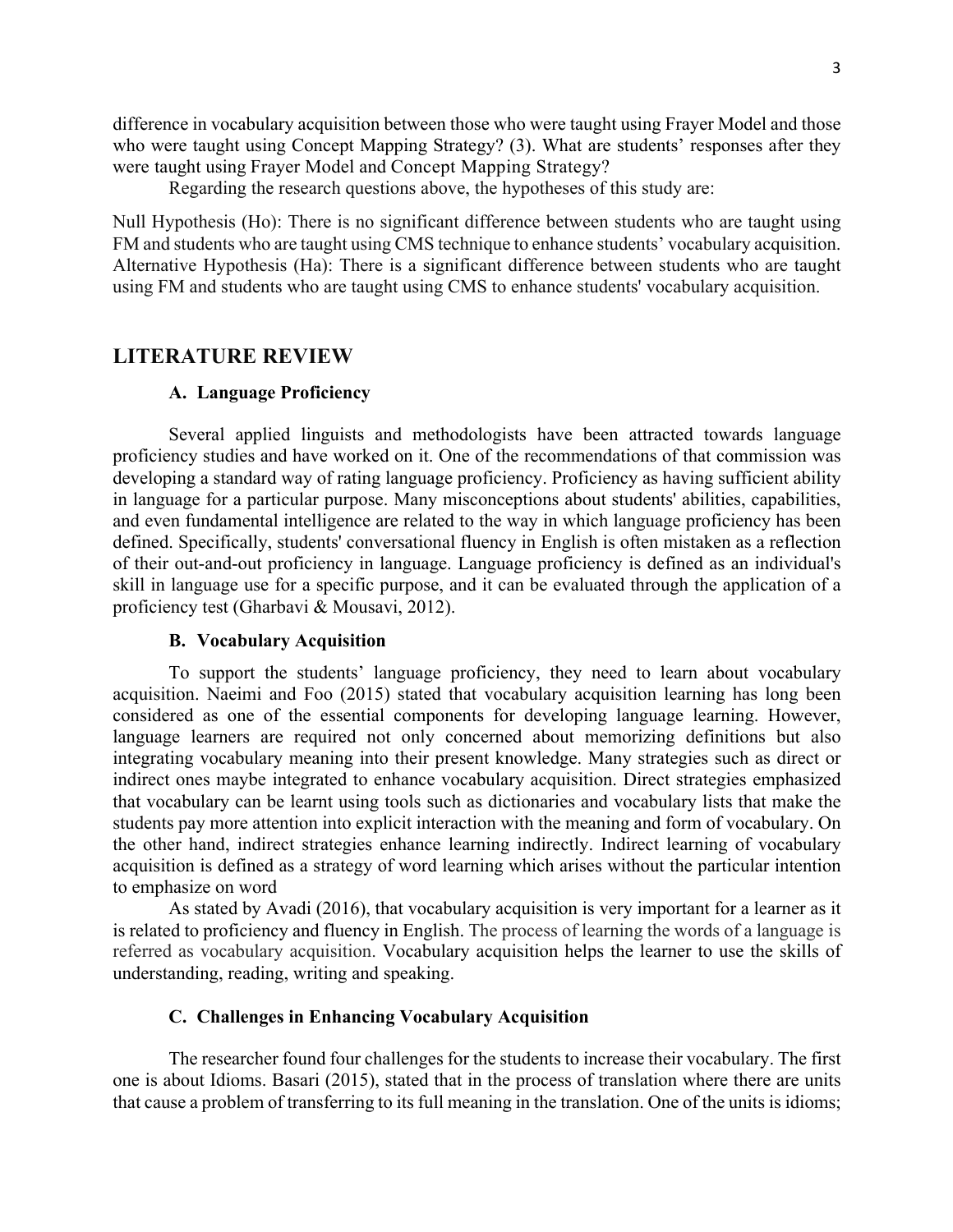difference in vocabulary acquisition between those who were taught using Frayer Model and those who were taught using Concept Mapping Strategy? (3). What are students' responses after they were taught using Frayer Model and Concept Mapping Strategy?

Regarding the research questions above, the hypotheses of this study are:

Null Hypothesis (Ho): There is no significant difference between students who are taught using FM and students who are taught using CMS technique to enhance students' vocabulary acquisition. Alternative Hypothesis (Ha): There is a significant difference between students who are taught using FM and students who are taught using CMS to enhance students' vocabulary acquisition.

## LITERATURE REVIEW

### A. Language Proficiency

Several applied linguists and methodologists have been attracted towards language proficiency studies and have worked on it. One of the recommendations of that commission was developing a standard way of rating language proficiency. Proficiency as having sufficient ability in language for a particular purpose. Many misconceptions about students' abilities, capabilities, and even fundamental intelligence are related to the way in which language proficiency has been defined. Specifically, students' conversational fluency in English is often mistaken as a reflection of their out-and-out proficiency in language. Language proficiency is defined as an individual's skill in language use for a specific purpose, and it can be evaluated through the application of a proficiency test (Gharbavi & Mousavi, 2012).

### B. Vocabulary Acquisition

To support the students' language proficiency, they need to learn about vocabulary acquisition. Naeimi and Foo (2015) stated that vocabulary acquisition learning has long been considered as one of the essential components for developing language learning. However, language learners are required not only concerned about memorizing definitions but also integrating vocabulary meaning into their present knowledge. Many strategies such as direct or indirect ones maybe integrated to enhance vocabulary acquisition. Direct strategies emphasized that vocabulary can be learnt using tools such as dictionaries and vocabulary lists that make the students pay more attention into explicit interaction with the meaning and form of vocabulary. On the other hand, indirect strategies enhance learning indirectly. Indirect learning of vocabulary acquisition is defined as a strategy of word learning which arises without the particular intention to emphasize on word

As stated by Avadi (2016), that vocabulary acquisition is very important for a learner as it is related to proficiency and fluency in English. The process of learning the words of a language is referred as vocabulary acquisition. Vocabulary acquisition helps the learner to use the skills of understanding, reading, writing and speaking.

### C. Challenges in Enhancing Vocabulary Acquisition

The researcher found four challenges for the students to increase their vocabulary. The first one is about Idioms. Basari (2015), stated that in the process of translation where there are units that cause a problem of transferring to its full meaning in the translation. One of the units is idioms;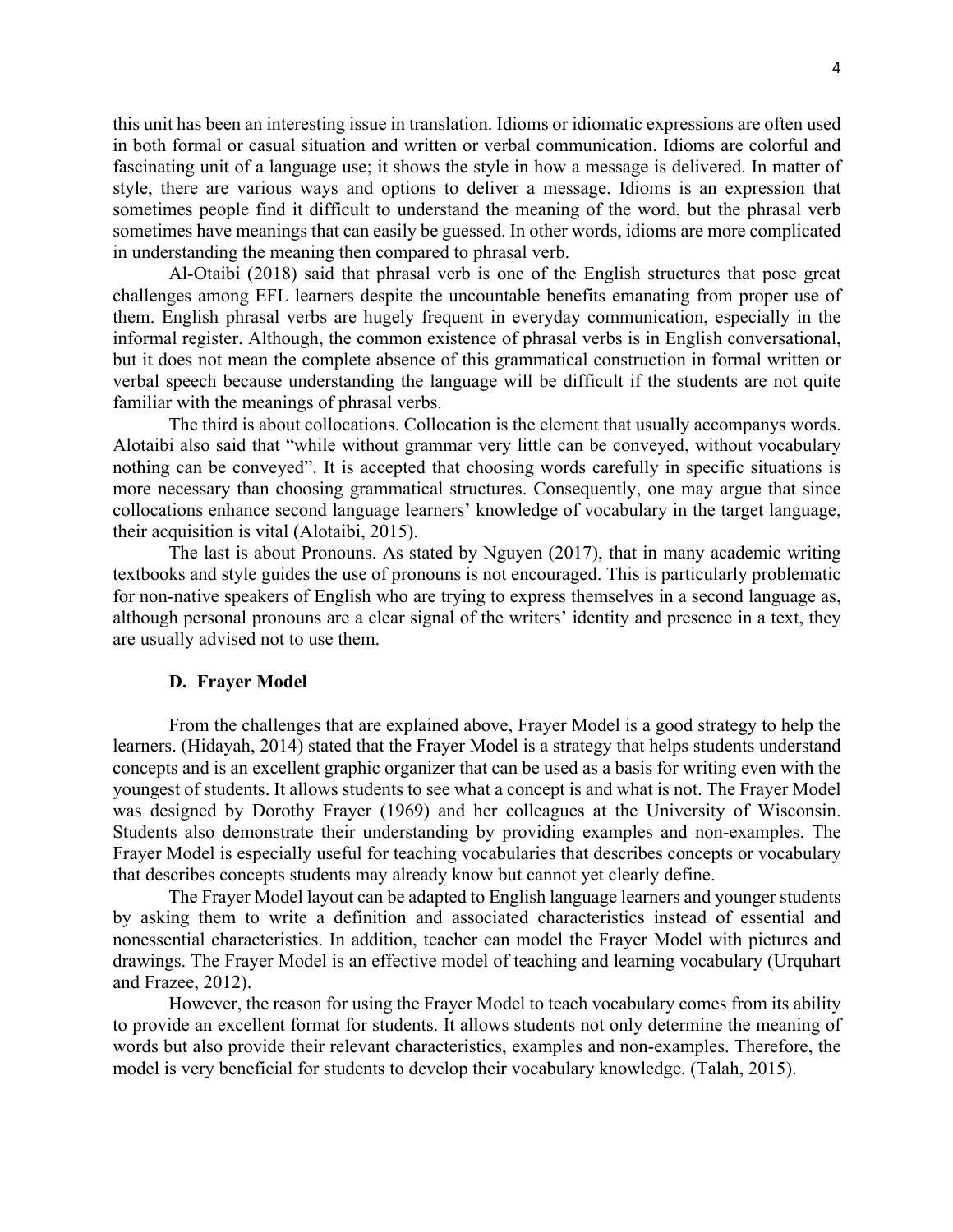this unit has been an interesting issue in translation. Idioms or idiomatic expressions are often used in both formal or casual situation and written or verbal communication. Idioms are colorful and fascinating unit of a language use; it shows the style in how a message is delivered. In matter of style, there are various ways and options to deliver a message. Idioms is an expression that sometimes people find it difficult to understand the meaning of the word, but the phrasal verb sometimes have meanings that can easily be guessed. In other words, idioms are more complicated in understanding the meaning then compared to phrasal verb.

Al-Otaibi (2018) said that phrasal verb is one of the English structures that pose great challenges among EFL learners despite the uncountable benefits emanating from proper use of them. English phrasal verbs are hugely frequent in everyday communication, especially in the informal register. Although, the common existence of phrasal verbs is in English conversational, but it does not mean the complete absence of this grammatical construction in formal written or verbal speech because understanding the language will be difficult if the students are not quite familiar with the meanings of phrasal verbs.

The third is about collocations. Collocation is the element that usually accompanys words. Alotaibi also said that "while without grammar very little can be conveyed, without vocabulary nothing can be conveyed". It is accepted that choosing words carefully in specific situations is more necessary than choosing grammatical structures. Consequently, one may argue that since collocations enhance second language learners' knowledge of vocabulary in the target language, their acquisition is vital (Alotaibi, 2015).

The last is about Pronouns. As stated by Nguyen (2017), that in many academic writing textbooks and style guides the use of pronouns is not encouraged. This is particularly problematic for non-native speakers of English who are trying to express themselves in a second language as, although personal pronouns are a clear signal of the writers' identity and presence in a text, they are usually advised not to use them.

### D. Frayer Model

From the challenges that are explained above, Frayer Model is a good strategy to help the learners. (Hidayah, 2014) stated that the Frayer Model is a strategy that helps students understand concepts and is an excellent graphic organizer that can be used as a basis for writing even with the youngest of students. It allows students to see what a concept is and what is not. The Frayer Model was designed by Dorothy Frayer (1969) and her colleagues at the University of Wisconsin. Students also demonstrate their understanding by providing examples and non-examples. The Frayer Model is especially useful for teaching vocabularies that describes concepts or vocabulary that describes concepts students may already know but cannot yet clearly define.

The Frayer Model layout can be adapted to English language learners and younger students by asking them to write a definition and associated characteristics instead of essential and nonessential characteristics. In addition, teacher can model the Frayer Model with pictures and drawings. The Frayer Model is an effective model of teaching and learning vocabulary (Urquhart and Frazee, 2012).

However, the reason for using the Frayer Model to teach vocabulary comes from its ability to provide an excellent format for students. It allows students not only determine the meaning of words but also provide their relevant characteristics, examples and non-examples. Therefore, the model is very beneficial for students to develop their vocabulary knowledge. (Talah, 2015).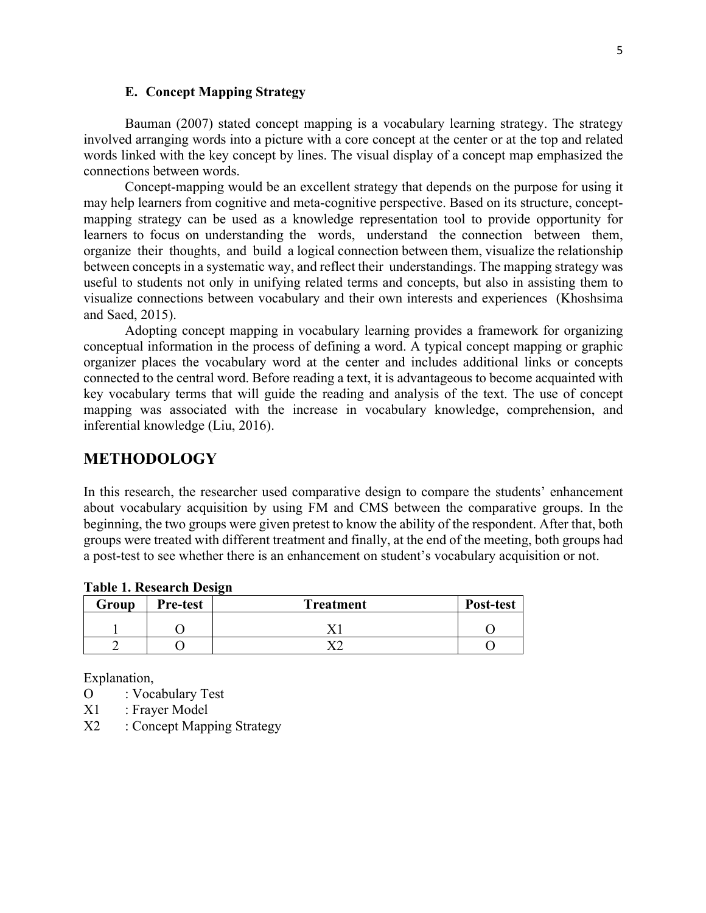### E. Concept Mapping Strategy

Bauman (2007) stated concept mapping is a vocabulary learning strategy. The strategy involved arranging words into a picture with a core concept at the center or at the top and related words linked with the key concept by lines. The visual display of a concept map emphasized the connections between words.

Concept-mapping would be an excellent strategy that depends on the purpose for using it may help learners from cognitive and meta-cognitive perspective. Based on its structure, concept-mapping strategy can be used as a knowledge representation tool to provide opportunity for learners to focus on understanding the words, understand the connection between them, organize their thoughts, and build a logical connection between them, visualize the relationship between concepts in a systematic way, and reflect their understandings. The mapping strategy was useful to students not only in unifying related terms and concepts, but also in assisting them to visualize connections between vocabulary and their own interests and experiences (Khoshsima and Saed, 2015).

Adopting concept mapping in vocabulary learning provides a framework for organizing conceptual information in the process of defining a word. A typical concept mapping or graphic organizer places the vocabulary word at the center and includes additional links or concepts connected to the central word. Before reading a text, it is advantageous to become acquainted with key vocabulary terms that will guide the reading and analysis of the text. The use of concept mapping was associated with the increase in vocabulary knowledge, comprehension, and inferential knowledge (Liu, 2016).

## METHODOLOGY

In this research, the researcher used comparative design to compare the students' enhancement about vocabulary acquisition by using FM and CMS between the comparative groups. In the beginning, the two groups were given pretest to know the ability of the respondent. After that, both groups were treated with different treatment and finally, at the end of the meeting, both groups had a post-test to see whether there is an enhancement on student's vocabulary acquisition or not.

**Table 1. Research Design**

| Group | Pre-test | Treatment | Post-test |
|---|---|---|---|
| 1 | O | X1 | O |
| 2 | O | X2 | O |

Explanation,

O : Vocabulary Test

X1 : Frayer Model

X2 : Concept Mapping Strategy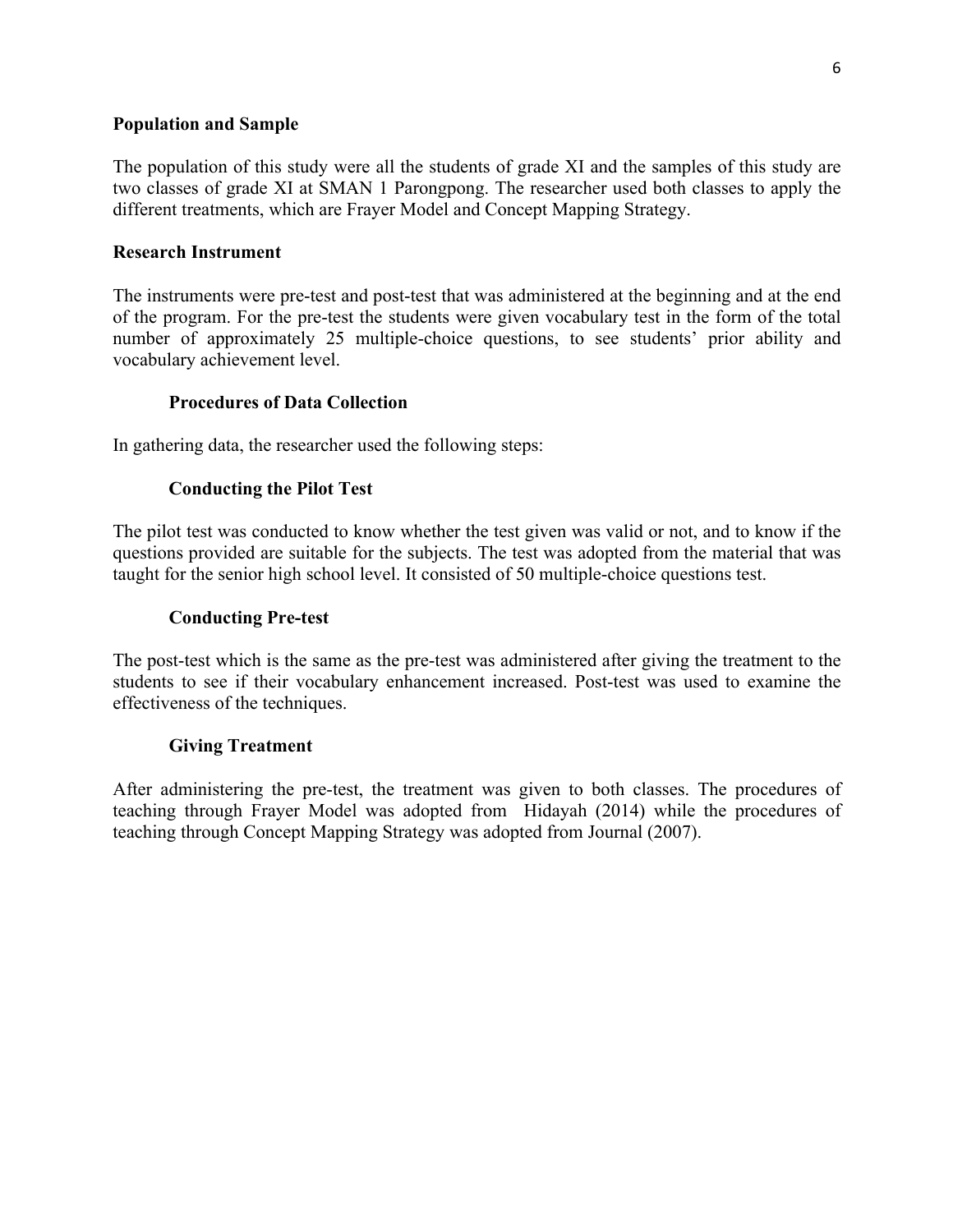## Population and Sample

The population of this study were all the students of grade XI and the samples of this study are two classes of grade XI at SMAN 1 Parongpong. The researcher used both classes to apply the different treatments, which are Frayer Model and Concept Mapping Strategy.

## Research Instrument

The instruments were pre-test and post-test that was administered at the beginning and at the end of the program. For the pre-test the students were given vocabulary test in the form of the total number of approximately 25 multiple-choice questions, to see students' prior ability and vocabulary achievement level.

### Procedures of Data Collection

In gathering data, the researcher used the following steps:

### Conducting the Pilot Test

The pilot test was conducted to know whether the test given was valid or not, and to know if the questions provided are suitable for the subjects. The test was adopted from the material that was taught for the senior high school level. It consisted of 50 multiple-choice questions test.

### Conducting Pre-test

The post-test which is the same as the pre-test was administered after giving the treatment to the students to see if their vocabulary enhancement increased. Post-test was used to examine the effectiveness of the techniques.

### Giving Treatment

After administering the pre-test, the treatment was given to both classes. The procedures of teaching through Frayer Model was adopted from Hidayah (2014) while the procedures of teaching through Concept Mapping Strategy was adopted from Journal (2007).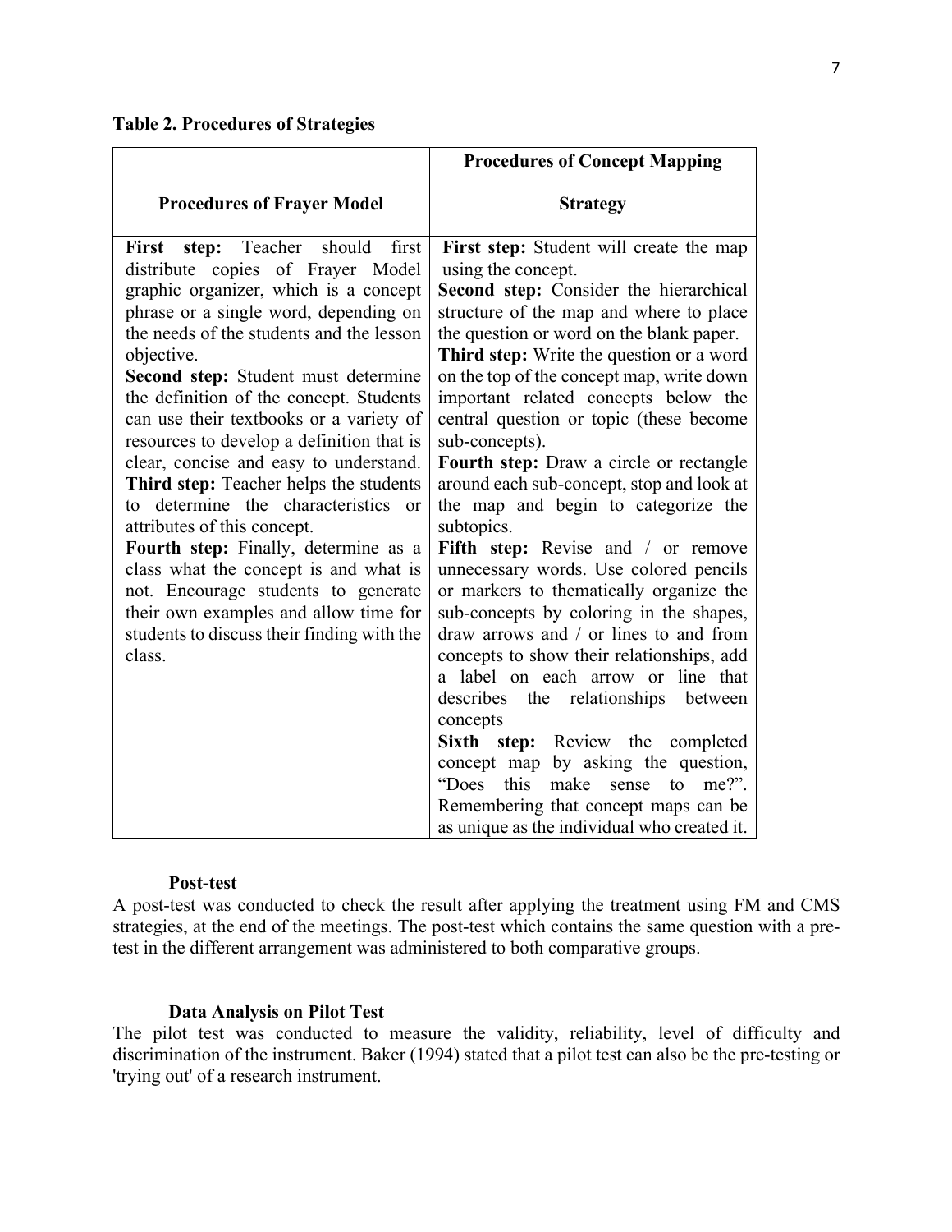**Table 2. Procedures of Strategies**

| Procedures of Frayer Model | Procedures of Concept Mapping Strategy |
|---|---|
| **First step:** Teacher should first distribute copies of Frayer Model graphic organizer, which is a concept phrase or a single word, depending on the needs of the students and the lesson objective. **Second step:** Student must determine the definition of the concept. Students can use their textbooks or a variety of resources to develop a definition that is clear, concise and easy to understand. **Third step:** Teacher helps the students to determine the characteristics or attributes of this concept. **Fourth step:** Finally, determine as a class what the concept is and what is not. Encourage students to generate their own examples and allow time for students to discuss their finding with the class. | **First step:** Student will create the map using the concept. **Second step:** Consider the hierarchical structure of the map and where to place the question or word on the blank paper. **Third step:** Write the question or a word on the top of the concept map, write down important related concepts below the central question or topic (these become sub-concepts). **Fourth step:** Draw a circle or rectangle around each sub-concept, stop and look at the map and begin to categorize the subtopics. **Fifth step:** Revise and / or remove unnecessary words. Use colored pencils or markers to thematically organize the sub-concepts by coloring in the shapes, draw arrows and / or lines to and from concepts to show their relationships, add a label on each arrow or line that describes the relationships between concepts **Sixth step:** Review the completed concept map by asking the question, "Does this make sense to me?". Remembering that concept maps can be as unique as the individual who created it. |

**Post-test**

A post-test was conducted to check the result after applying the treatment using FM and CMS strategies, at the end of the meetings. The post-test which contains the same question with a pre-test in the different arrangement was administered to both comparative groups.

**Data Analysis on Pilot Test**

The pilot test was conducted to measure the validity, reliability, level of difficulty and discrimination of the instrument. Baker (1994) stated that a pilot test can also be the pre-testing or 'trying out' of a research instrument.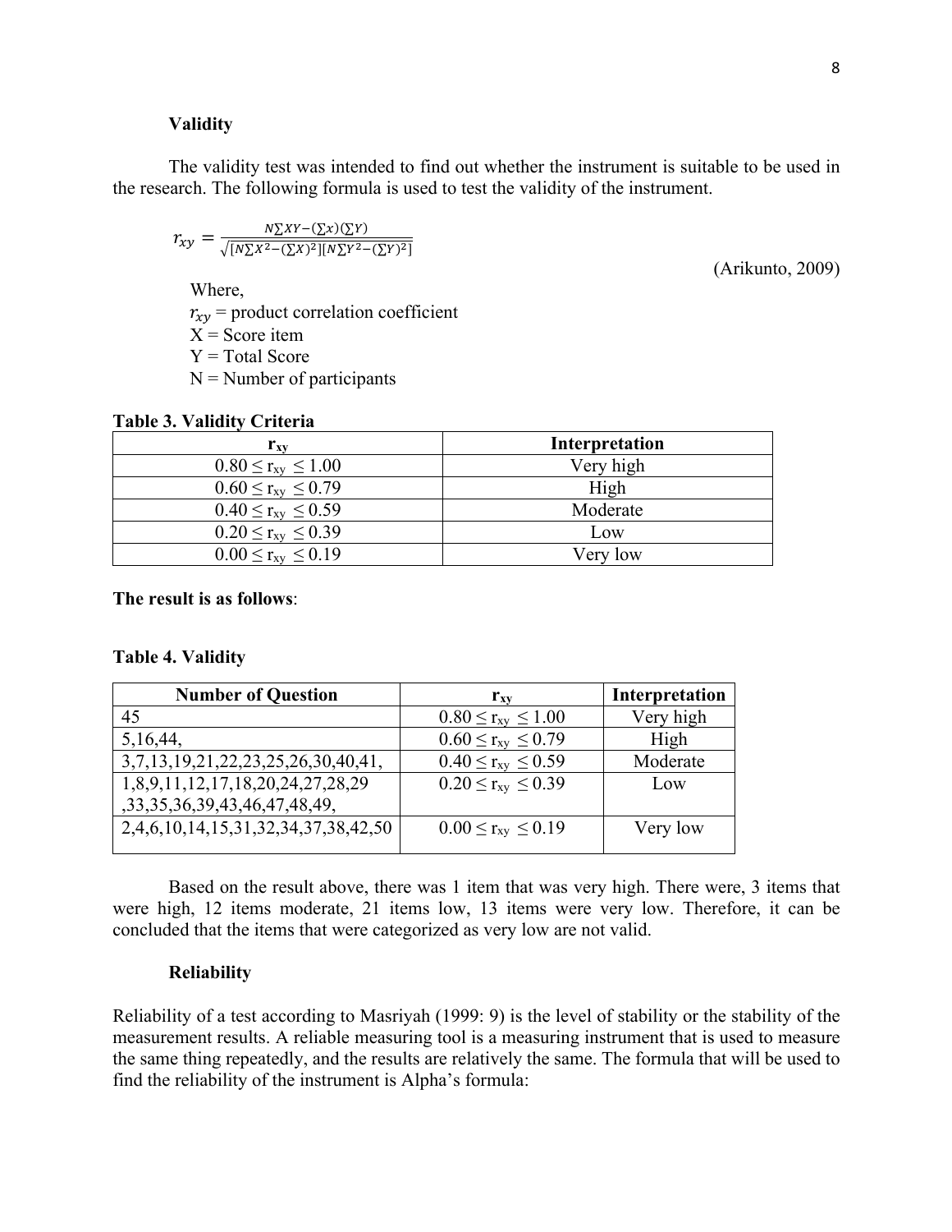### Validity

The validity test was intended to find out whether the instrument is suitable to be used in the research. The following formula is used to test the validity of the instrument.

$$r_{xy} = \frac{N\sum XY - (\sum x)(\sum Y)}{\sqrt{[N\sum X^2 - (\sum X)^2][N\sum Y^2 - (\sum Y)^2]}}$$

(Arikunto, 2009)

Where,
$r_{xy}$ = product correlation coefficient
X = Score item
Y = Total Score
N = Number of participants

**Table 3. Validity Criteria**

| $r_{xy}$ | Interpretation |
|---|---|
| $0.80 \leq r_{xy} \leq 1.00$ | Very high |
| $0.60 \leq r_{xy} \leq 0.79$ | High |
| $0.40 \leq r_{xy} \leq 0.59$ | Moderate |
| $0.20 \leq r_{xy} \leq 0.39$ | Low |
| $0.00 \leq r_{xy} \leq 0.19$ | Very low |

**The result is as follows**:

**Table 4. Validity**

| Number of Question | $r_{xy}$ | Interpretation |
|---|---|---|
| 45 | $0.80 \leq r_{xy} \leq 1.00$ | Very high |
| 5,16,44, | $0.60 \leq r_{xy} \leq 0.79$ | High |
| 3,7,13,19,21,22,23,25,26,30,40,41, | $0.40 \leq r_{xy} \leq 0.59$ | Moderate |
| 1,8,9,11,12,17,18,20,24,27,28,29 ,33,35,36,39,43,46,47,48,49, | $0.20 \leq r_{xy} \leq 0.39$ | Low |
| 2,4,6,10,14,15,31,32,34,37,38,42,50 | $0.00 \leq r_{xy} \leq 0.19$ | Very low |

Based on the result above, there was 1 item that was very high. There were, 3 items that were high, 12 items moderate, 21 items low, 13 items were very low. Therefore, it can be concluded that the items that were categorized as very low are not valid.

### Reliability

Reliability of a test according to Masriyah (1999: 9) is the level of stability or the stability of the measurement results. A reliable measuring tool is a measuring instrument that is used to measure the same thing repeatedly, and the results are relatively the same. The formula that will be used to find the reliability of the instrument is Alpha's formula: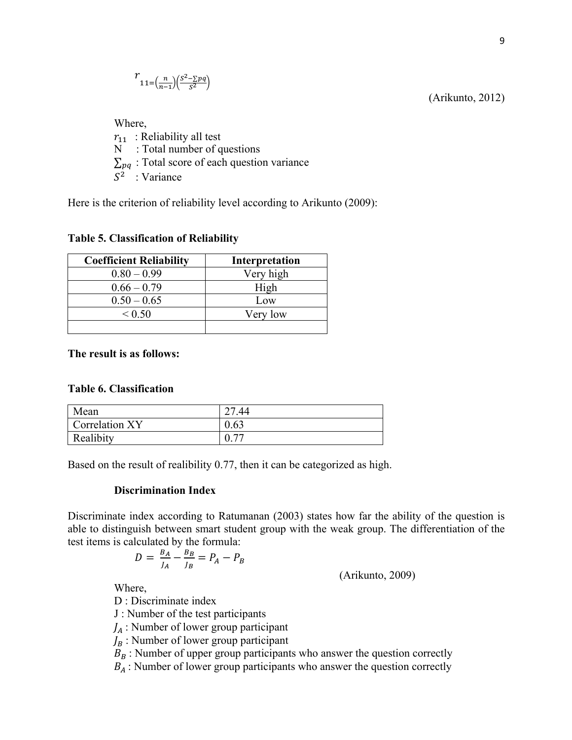$$r_{11} = \left(\frac{n}{n-1}\right)\left(\frac{S^2 - \sum pq}{S^2}\right)$$

(Arikunto, 2012)

Where,

$r_{11}$ : Reliability all test

N : Total number of questions

$\sum_{pq}$ : Total score of each question variance

$S^2$ : Variance

Here is the criterion of reliability level according to Arikunto (2009):

**Table 5. Classification of Reliability**

| Coefficient Reliability | Interpretation |
|---|---|
| 0.80 – 0.99 | Very high |
| 0.66 – 0.79 | High |
| 0.50 – 0.65 | Low |
| < 0.50 | Very low |
| | |

**The result is as follows:**

**Table 6. Classification**

| Mean | 27.44 |
|---|---|
| Correlation XY | 0.63 |
| Realibity | 0.77 |

Based on the result of realibility 0.77, then it can be categorized as high.

**Discrimination Index**

Discriminate index according to Ratumanan (2003) states how far the ability of the question is able to distinguish between smart student group with the weak group. The differentiation of the test items is calculated by the formula:

$$D = \frac{B_A}{J_A} - \frac{B_B}{J_B} = P_A - P_B$$

(Arikunto, 2009)

Where,

D : Discriminate index

J : Number of the test participants

$J_A$ : Number of lower group participant

$J_B$ : Number of lower group participant

$B_B$ : Number of upper group participants who answer the question correctly

$B_A$ : Number of lower group participants who answer the question correctly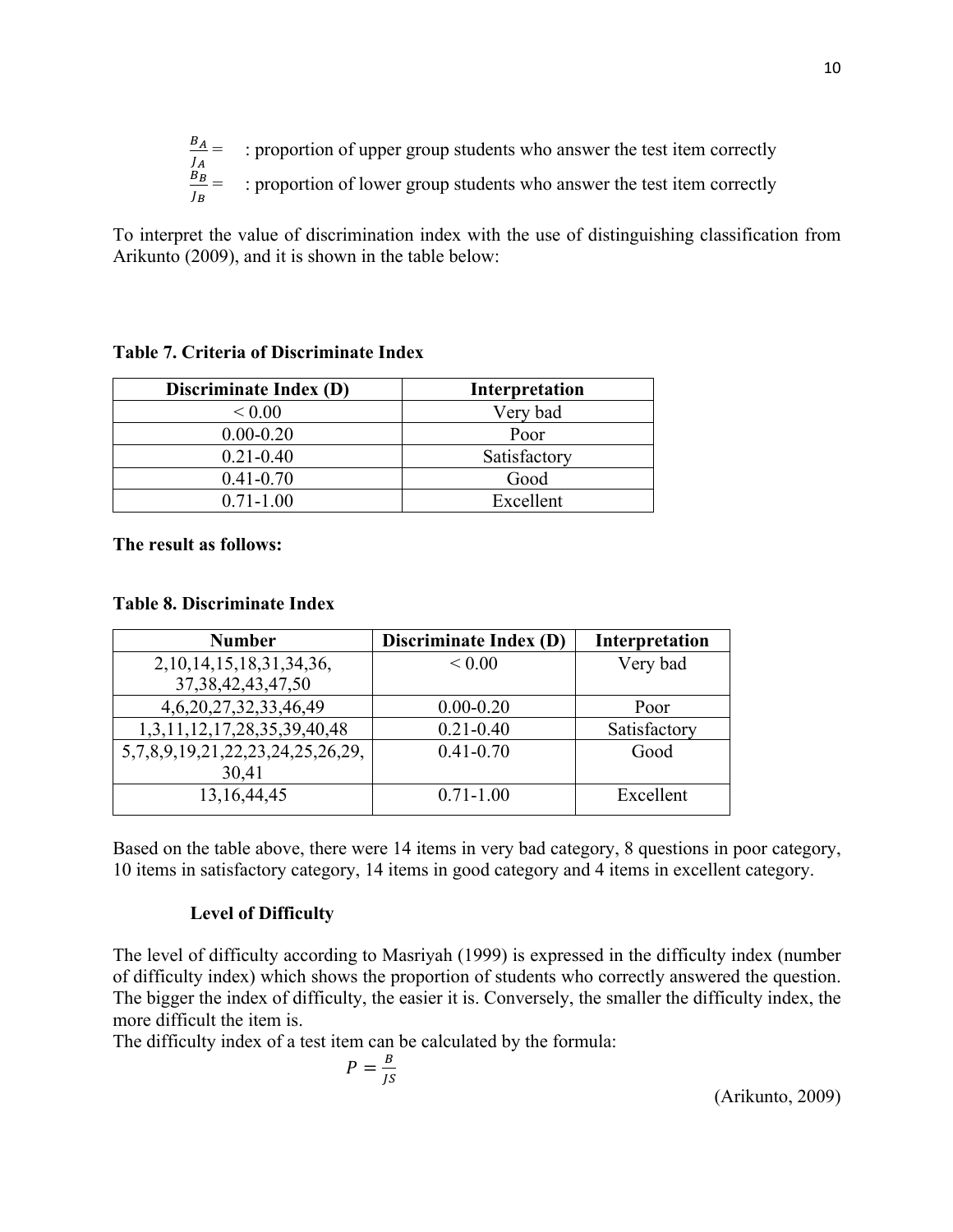$\frac{B_A}{J_A} =$ : proportion of upper group students who answer the test item correctly

$\frac{B_B}{J_B} =$ : proportion of lower group students who answer the test item correctly

To interpret the value of discrimination index with the use of distinguishing classification from Arikunto (2009), and it is shown in the table below:

**Table 7. Criteria of Discriminate Index**

| Discriminate Index (D) | Interpretation |
|---|---|
| < 0.00 | Very bad |
| 0.00-0.20 | Poor |
| 0.21-0.40 | Satisfactory |
| 0.41-0.70 | Good |
| 0.71-1.00 | Excellent |

**The result as follows:**

**Table 8. Discriminate Index**

| Number | Discriminate Index (D) | Interpretation |
|---|---|---|
| 2,10,14,15,18,31,34,36, 37,38,42,43,47,50 | < 0.00 | Very bad |
| 4,6,20,27,32,33,46,49 | 0.00-0.20 | Poor |
| 1,3,11,12,17,28,35,39,40,48 | 0.21-0.40 | Satisfactory |
| 5,7,8,9,19,21,22,23,24,25,26,29, 30,41 | 0.41-0.70 | Good |
| 13,16,44,45 | 0.71-1.00 | Excellent |

Based on the table above, there were 14 items in very bad category, 8 questions in poor category, 10 items in satisfactory category, 14 items in good category and 4 items in excellent category.

### Level of Difficulty

The level of difficulty according to Masriyah (1999) is expressed in the difficulty index (number of difficulty index) which shows the proportion of students who correctly answered the question. The bigger the index of difficulty, the easier it is. Conversely, the smaller the difficulty index, the more difficult the item is.

The difficulty index of a test item can be calculated by the formula:

$$P = \frac{B}{JS}$$

(Arikunto, 2009)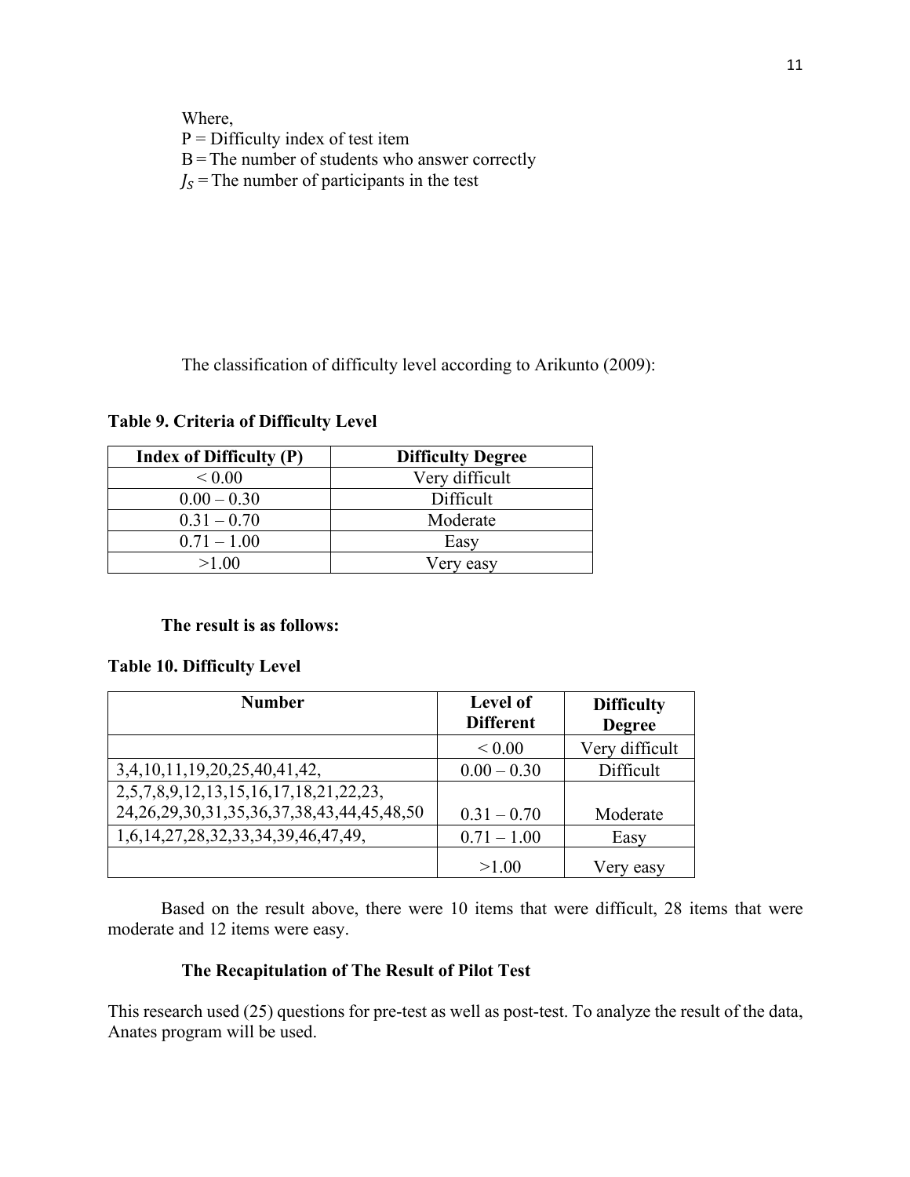Where,
P = Difficulty index of test item
B = The number of students who answer correctly
$J_S$ = The number of participants in the test

The classification of difficulty level according to Arikunto (2009):

**Table 9. Criteria of Difficulty Level**

| Index of Difficulty (P) | Difficulty Degree |
| --- | --- |
| < 0.00 | Very difficult |
| 0.00 – 0.30 | Difficult |
| 0.31 – 0.70 | Moderate |
| 0.71 – 1.00 | Easy |
| >1.00 | Very easy |

**The result is as follows:**

**Table 10. Difficulty Level**

| Number | Level of Different | Difficulty Degree |
| --- | --- | --- |
| | < 0.00 | Very difficult |
| 3,4,10,11,19,20,25,40,41,42, | 0.00 – 0.30 | Difficult |
| 2,5,7,8,9,12,13,15,16,17,18,21,22,23, 24,26,29,30,31,35,36,37,38,43,44,45,48,50 | 0.31 – 0.70 | Moderate |
| 1,6,14,27,28,32,33,34,39,46,47,49, | 0.71 – 1.00 | Easy |
| | >1.00 | Very easy |

Based on the result above, there were 10 items that were difficult, 28 items that were moderate and 12 items were easy.

**The Recapitulation of The Result of Pilot Test**

This research used (25) questions for pre-test as well as post-test. To analyze the result of the data, Anates program will be used.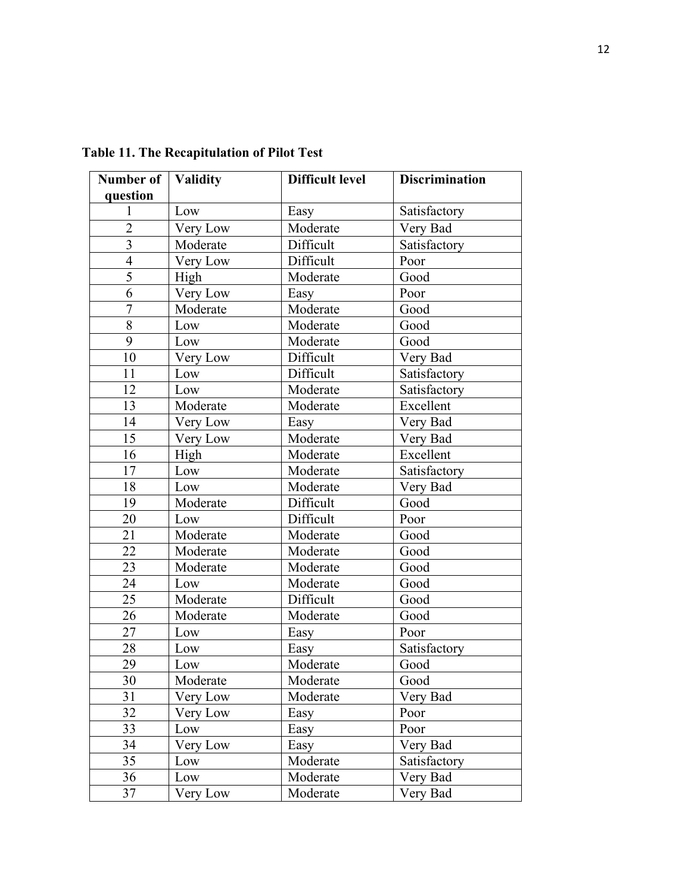**Table 11. The Recapitulation of Pilot Test**

| Number of question | Validity | Difficult level | Discrimination |
|---|---|---|---|
| 1 | Low | Easy | Satisfactory |
| 2 | Very Low | Moderate | Very Bad |
| 3 | Moderate | Difficult | Satisfactory |
| 4 | Very Low | Difficult | Poor |
| 5 | High | Moderate | Good |
| 6 | Very Low | Easy | Poor |
| 7 | Moderate | Moderate | Good |
| 8 | Low | Moderate | Good |
| 9 | Low | Moderate | Good |
| 10 | Very Low | Difficult | Very Bad |
| 11 | Low | Difficult | Satisfactory |
| 12 | Low | Moderate | Satisfactory |
| 13 | Moderate | Moderate | Excellent |
| 14 | Very Low | Easy | Very Bad |
| 15 | Very Low | Moderate | Very Bad |
| 16 | High | Moderate | Excellent |
| 17 | Low | Moderate | Satisfactory |
| 18 | Low | Moderate | Very Bad |
| 19 | Moderate | Difficult | Good |
| 20 | Low | Difficult | Poor |
| 21 | Moderate | Moderate | Good |
| 22 | Moderate | Moderate | Good |
| 23 | Moderate | Moderate | Good |
| 24 | Low | Moderate | Good |
| 25 | Moderate | Difficult | Good |
| 26 | Moderate | Moderate | Good |
| 27 | Low | Easy | Poor |
| 28 | Low | Easy | Satisfactory |
| 29 | Low | Moderate | Good |
| 30 | Moderate | Moderate | Good |
| 31 | Very Low | Moderate | Very Bad |
| 32 | Very Low | Easy | Poor |
| 33 | Low | Easy | Poor |
| 34 | Very Low | Easy | Very Bad |
| 35 | Low | Moderate | Satisfactory |
| 36 | Low | Moderate | Very Bad |
| 37 | Very Low | Moderate | Very Bad |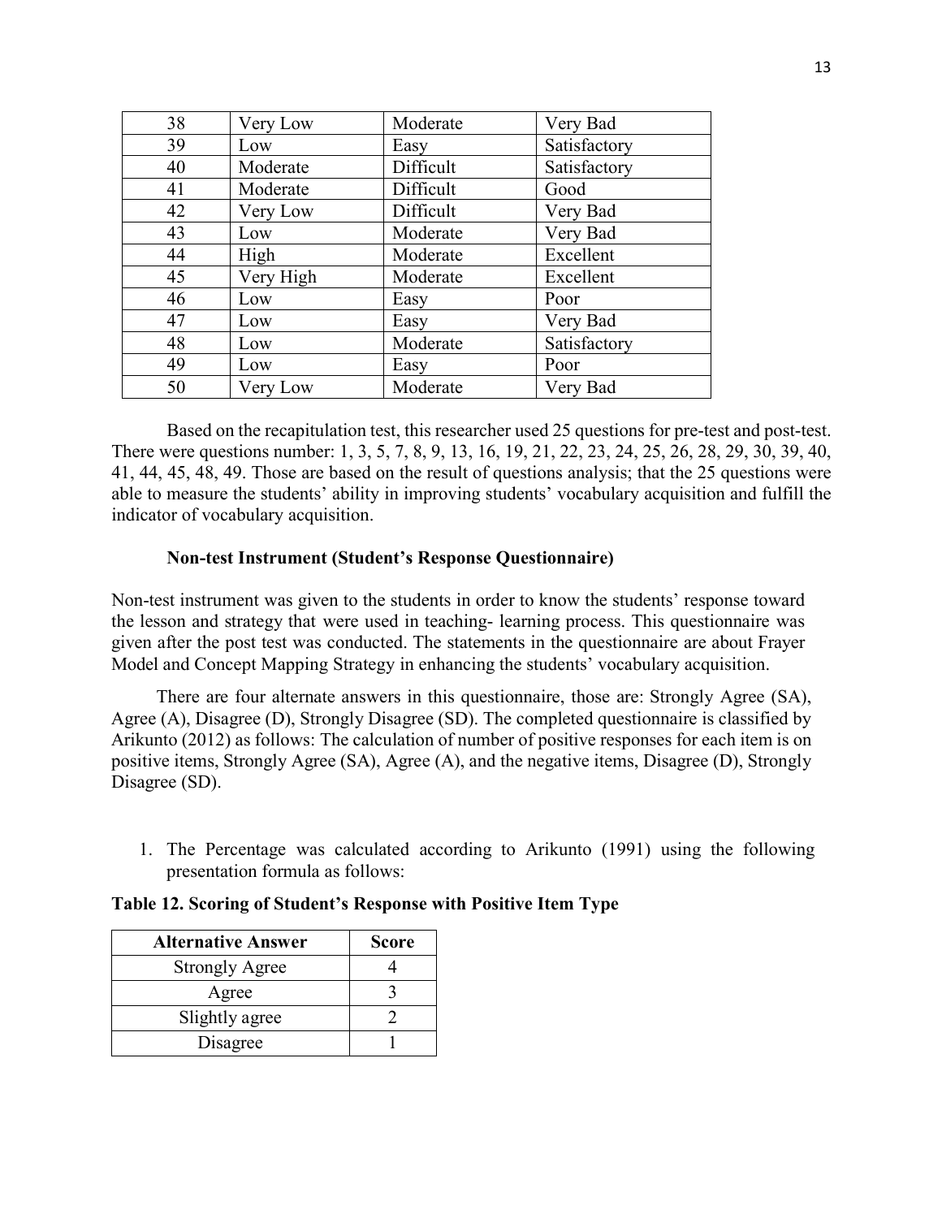| 38 | Very Low | Moderate | Very Bad |
|---|---|---|---|
| 39 | Low | Easy | Satisfactory |
| 40 | Moderate | Difficult | Satisfactory |
| 41 | Moderate | Difficult | Good |
| 42 | Very Low | Difficult | Very Bad |
| 43 | Low | Moderate | Very Bad |
| 44 | High | Moderate | Excellent |
| 45 | Very High | Moderate | Excellent |
| 46 | Low | Easy | Poor |
| 47 | Low | Easy | Very Bad |
| 48 | Low | Moderate | Satisfactory |
| 49 | Low | Easy | Poor |
| 50 | Very Low | Moderate | Very Bad |

Based on the recapitulation test, this researcher used 25 questions for pre-test and post-test. There were questions number: 1, 3, 5, 7, 8, 9, 13, 16, 19, 21, 22, 23, 24, 25, 26, 28, 29, 30, 39, 40, 41, 44, 45, 48, 49. Those are based on the result of questions analysis; that the 25 questions were able to measure the students' ability in improving students' vocabulary acquisition and fulfill the indicator of vocabulary acquisition.

**Non-test Instrument (Student's Response Questionnaire)**

Non-test instrument was given to the students in order to know the students' response toward the lesson and strategy that were used in teaching- learning process. This questionnaire was given after the post test was conducted. The statements in the questionnaire are about Frayer Model and Concept Mapping Strategy in enhancing the students' vocabulary acquisition.

There are four alternate answers in this questionnaire, those are: Strongly Agree (SA), Agree (A), Disagree (D), Strongly Disagree (SD). The completed questionnaire is classified by Arikunto (2012) as follows: The calculation of number of positive responses for each item is on positive items, Strongly Agree (SA), Agree (A), and the negative items, Disagree (D), Strongly Disagree (SD).

1. The Percentage was calculated according to Arikunto (1991) using the following presentation formula as follows:

**Table 12. Scoring of Student's Response with Positive Item Type**

| Alternative Answer | Score |
|---|---|
| Strongly Agree | 4 |
| Agree | 3 |
| Slightly agree | 2 |
| Disagree | 1 |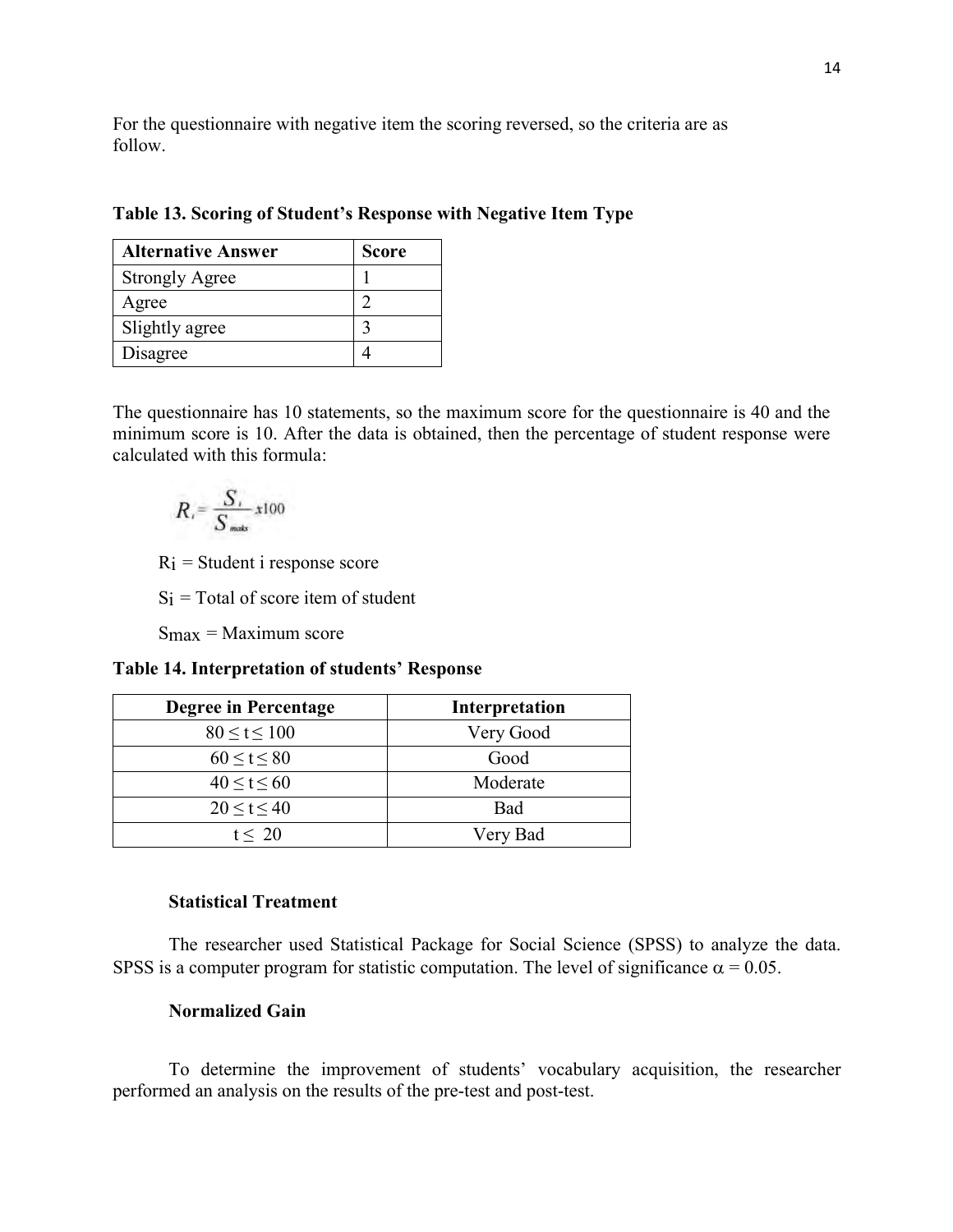For the questionnaire with negative item the scoring reversed, so the criteria are as follow.

**Table 13. Scoring of Student's Response with Negative Item Type**

| Alternative Answer | Score |
|---|---|
| Strongly Agree | 1 |
| Agree | 2 |
| Slightly agree | 3 |
| Disagree | 4 |

The questionnaire has 10 statements, so the maximum score for the questionnaire is 40 and the minimum score is 10. After the data is obtained, then the percentage of student response were calculated with this formula:

$$R_i = \frac{S_i}{S_{maks}} x100$$

$R_i$ = Student i response score

$S_i$ = Total of score item of student

$S_{max}$ = Maximum score

**Table 14. Interpretation of students' Response**

| Degree in Percentage | Interpretation |
|---|---|
| $80 \leq t \leq 100$ | Very Good |
| $60 \leq t \leq 80$ | Good |
| $40 \leq t \leq 60$ | Moderate |
| $20 \leq t \leq 40$ | Bad |
| $t \leq 20$ | Very Bad |

**Statistical Treatment**

The researcher used Statistical Package for Social Science (SPSS) to analyze the data. SPSS is a computer program for statistic computation. The level of significance $\alpha = 0.05$.

**Normalized Gain**

To determine the improvement of students' vocabulary acquisition, the researcher performed an analysis on the results of the pre-test and post-test.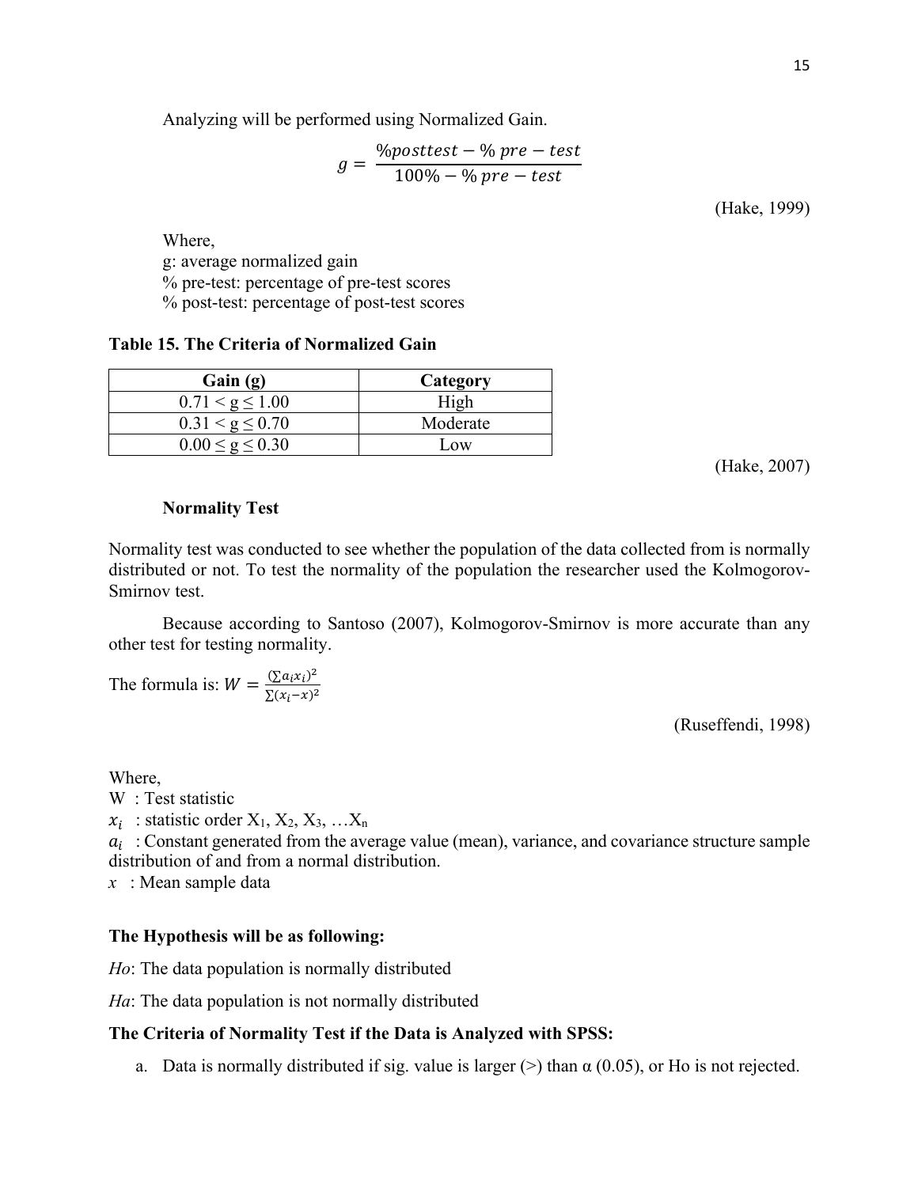Analyzing will be performed using Normalized Gain.

$$g = \frac{\%posttest - \%\ pre - test}{100\% - \%\ pre - test}$$

(Hake, 1999)

Where,
g: average normalized gain
% pre-test: percentage of pre-test scores
% post-test: percentage of post-test scores

**Table 15. The Criteria of Normalized Gain**

| Gain (g) | Category |
|---|---|
| $0.71 < g \leq 1.00$ | High |
| $0.31 < g \leq 0.70$ | Moderate |
| $0.00 \leq g \leq 0.30$ | Low |

(Hake, 2007)

**Normality Test**

Normality test was conducted to see whether the population of the data collected from is normally distributed or not. To test the normality of the population the researcher used the Kolmogorov-Smirnov test.

Because according to Santoso (2007), Kolmogorov-Smirnov is more accurate than any other test for testing normality.

The formula is: $W = \frac{(\sum a_i x_i)^2}{\sum (x_i - x)^2}$

(Ruseffendi, 1998)

Where,
W : Test statistic
$x_i$ : statistic order $X_1, X_2, X_3, \ldots X_n$
$a_i$ : Constant generated from the average value (mean), variance, and covariance structure sample distribution of and from a normal distribution.
$x$ : Mean sample data

**The Hypothesis will be as following:**

*Ho*: The data population is normally distributed

*Ha*: The data population is not normally distributed

**The Criteria of Normality Test if the Data is Analyzed with SPSS:**

a. Data is normally distributed if sig. value is larger (>) than α (0.05), or Ho is not rejected.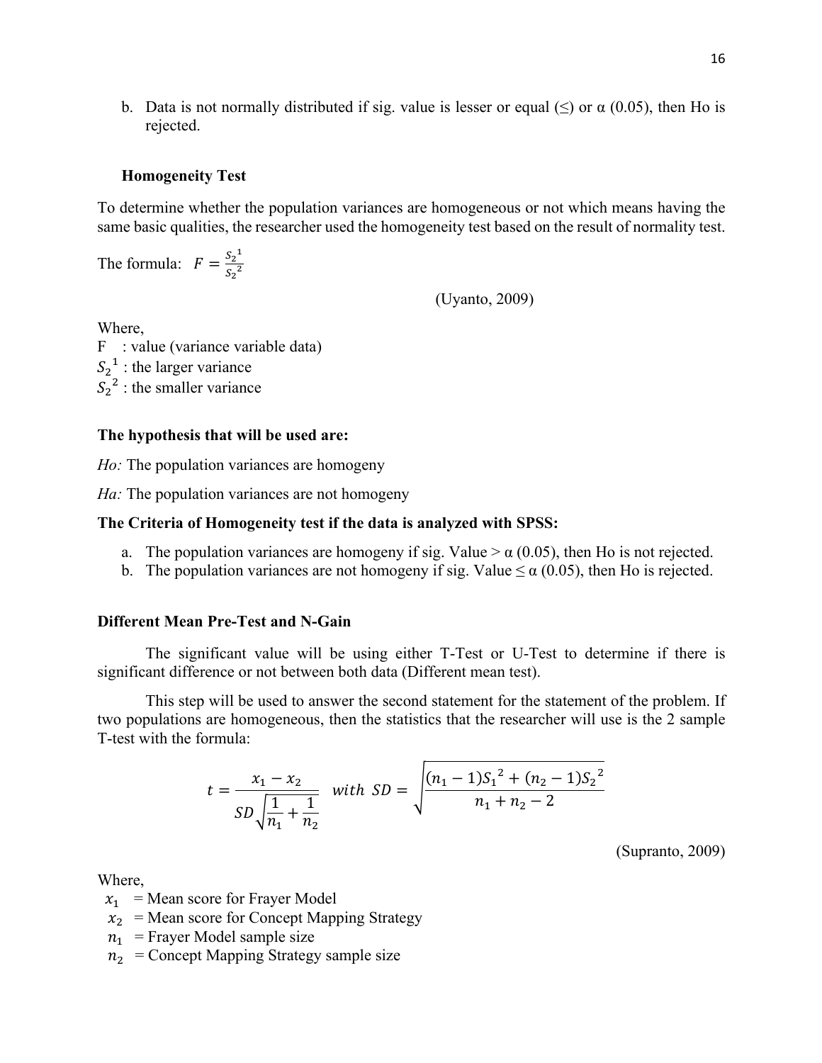b. Data is not normally distributed if sig. value is lesser or equal (≤) or α (0.05), then Ho is rejected.

**Homogeneity Test**

To determine whether the population variances are homogeneous or not which means having the same basic qualities, the researcher used the homogeneity test based on the result of normality test.

The formula: $F = \frac{S_2{}^1}{S_2{}^2}$

(Uyanto, 2009)

Where,

F : value (variance variable data)

$S_2{}^1$ : the larger variance

$S_2{}^2$ : the smaller variance

**The hypothesis that will be used are:**

*Ho:* The population variances are homogeny

*Ha:* The population variances are not homogeny

**The Criteria of Homogeneity test if the data is analyzed with SPSS:**

a. The population variances are homogeny if sig. Value > α (0.05), then Ho is not rejected.
b. The population variances are not homogeny if sig. Value ≤ α (0.05), then Ho is rejected.

**Different Mean Pre-Test and N-Gain**

The significant value will be using either T-Test or U-Test to determine if there is significant difference or not between both data (Different mean test).

This step will be used to answer the second statement for the statement of the problem. If two populations are homogeneous, then the statistics that the researcher will use is the 2 sample T-test with the formula:

$$t = \frac{x_1 - x_2}{SD\sqrt{\frac{1}{n_1} + \frac{1}{n_2}}} \quad with\ SD = \sqrt{\frac{(n_1 - 1)S_1{}^2 + (n_2 - 1)S_2{}^2}{n_1 + n_2 - 2}}$$

(Supranto, 2009)

Where,

$x_1$ = Mean score for Frayer Model

$x_2$ = Mean score for Concept Mapping Strategy

$n_1$ = Frayer Model sample size

$n_2$ = Concept Mapping Strategy sample size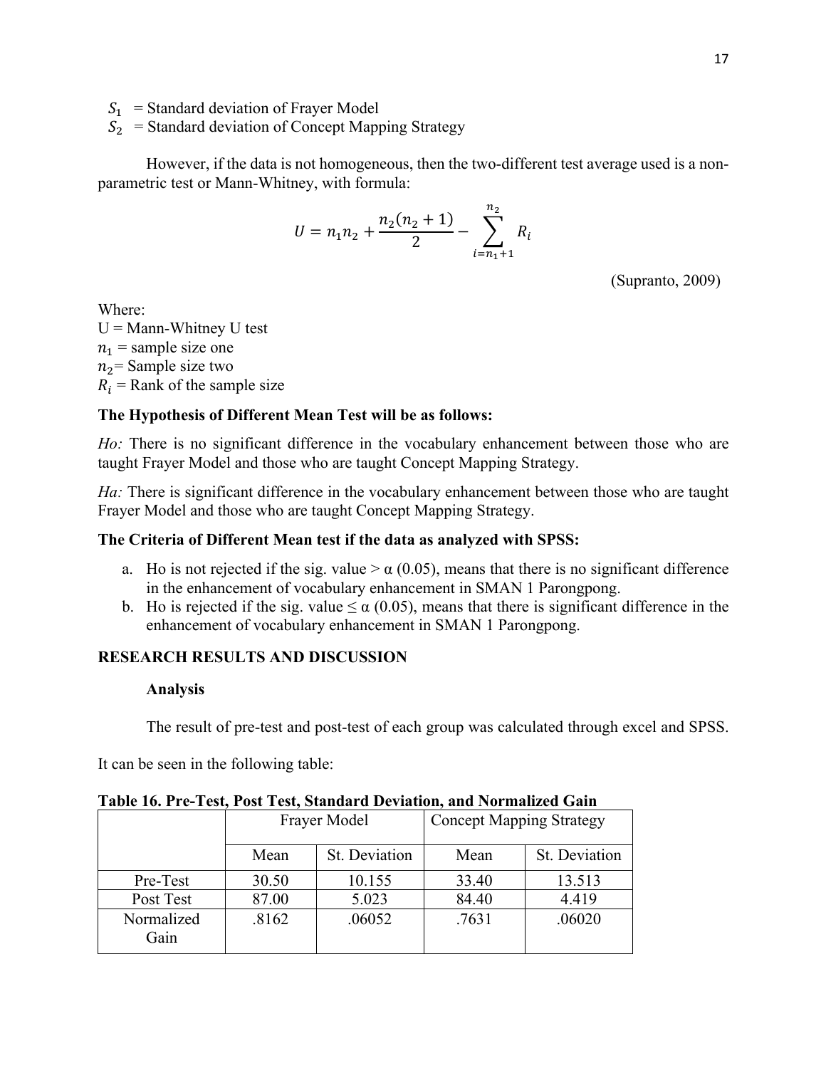$S_1$ = Standard deviation of Frayer Model
$S_2$ = Standard deviation of Concept Mapping Strategy

However, if the data is not homogeneous, then the two-different test average used is a non-parametric test or Mann-Whitney, with formula:

$$U = n_1 n_2 + \frac{n_2(n_2 + 1)}{2} - \sum_{i=n_1+1}^{n_2} R_i$$

(Supranto, 2009)

Where:
U = Mann-Whitney U test
$n_1$ = sample size one
$n_2$= Sample size two
$R_i$ = Rank of the sample size

**The Hypothesis of Different Mean Test will be as follows:**

*Ho:* There is no significant difference in the vocabulary enhancement between those who are taught Frayer Model and those who are taught Concept Mapping Strategy.

*Ha:* There is significant difference in the vocabulary enhancement between those who are taught Frayer Model and those who are taught Concept Mapping Strategy.

**The Criteria of Different Mean test if the data as analyzed with SPSS:**

a. Ho is not rejected if the sig. value > α (0.05), means that there is no significant difference in the enhancement of vocabulary enhancement in SMAN 1 Parongpong.
b. Ho is rejected if the sig. value ≤ α (0.05), means that there is significant difference in the enhancement of vocabulary enhancement in SMAN 1 Parongpong.

## RESEARCH RESULTS AND DISCUSSION

### Analysis

The result of pre-test and post-test of each group was calculated through excel and SPSS.

It can be seen in the following table:

**Table 16. Pre-Test, Post Test, Standard Deviation, and Normalized Gain**

| | Frayer Model | | Concept Mapping Strategy | |
|---|---|---|---|---|
| | Mean | St. Deviation | Mean | St. Deviation |
| Pre-Test | 30.50 | 10.155 | 33.40 | 13.513 |
| Post Test | 87.00 | 5.023 | 84.40 | 4.419 |
| Normalized Gain | .8162 | .06052 | .7631 | .06020 |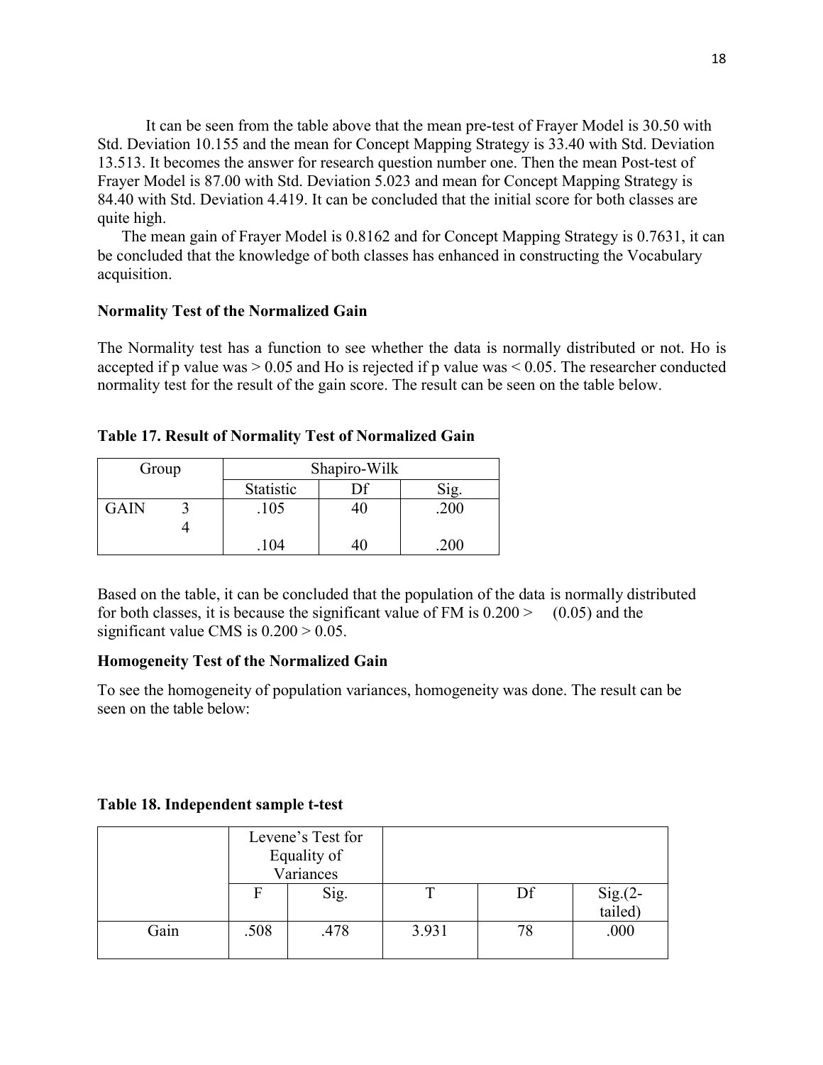It can be seen from the table above that the mean pre-test of Frayer Model is 30.50 with Std. Deviation 10.155 and the mean for Concept Mapping Strategy is 33.40 with Std. Deviation 13.513. It becomes the answer for research question number one. Then the mean Post-test of Frayer Model is 87.00 with Std. Deviation 5.023 and mean for Concept Mapping Strategy is 84.40 with Std. Deviation 4.419. It can be concluded that the initial score for both classes are quite high.

The mean gain of Frayer Model is 0.8162 and for Concept Mapping Strategy is 0.7631, it can be concluded that the knowledge of both classes has enhanced in constructing the Vocabulary acquisition.

**Normality Test of the Normalized Gain**

The Normality test has a function to see whether the data is normally distributed or not. Ho is accepted if p value was > 0.05 and Ho is rejected if p value was < 0.05. The researcher conducted normality test for the result of the gain score. The result can be seen on the table below.

**Table 17. Result of Normality Test of Normalized Gain**

| Group | | Shapiro-Wilk | | |
|---|---|---|---|---|
| | | Statistic | Df | Sig. |
| GAIN | 3 | .105 | 40 | .200 |
| | 4 | .104 | 40 | .200 |

Based on the table, it can be concluded that the population of the data is normally distributed for both classes, it is because the significant value of FM is 0.200 > (0.05) and the significant value CMS is 0.200 > 0.05.

**Homogeneity Test of the Normalized Gain**

To see the homogeneity of population variances, homogeneity was done. The result can be seen on the table below:

**Table 18. Independent sample t-test**

| | Levene's Test for Equality of Variances | | | | |
|---|---|---|---|---|---|
| | F | Sig. | T | Df | Sig.(2-tailed) |
| Gain | .508 | .478 | 3.931 | 78 | .000 |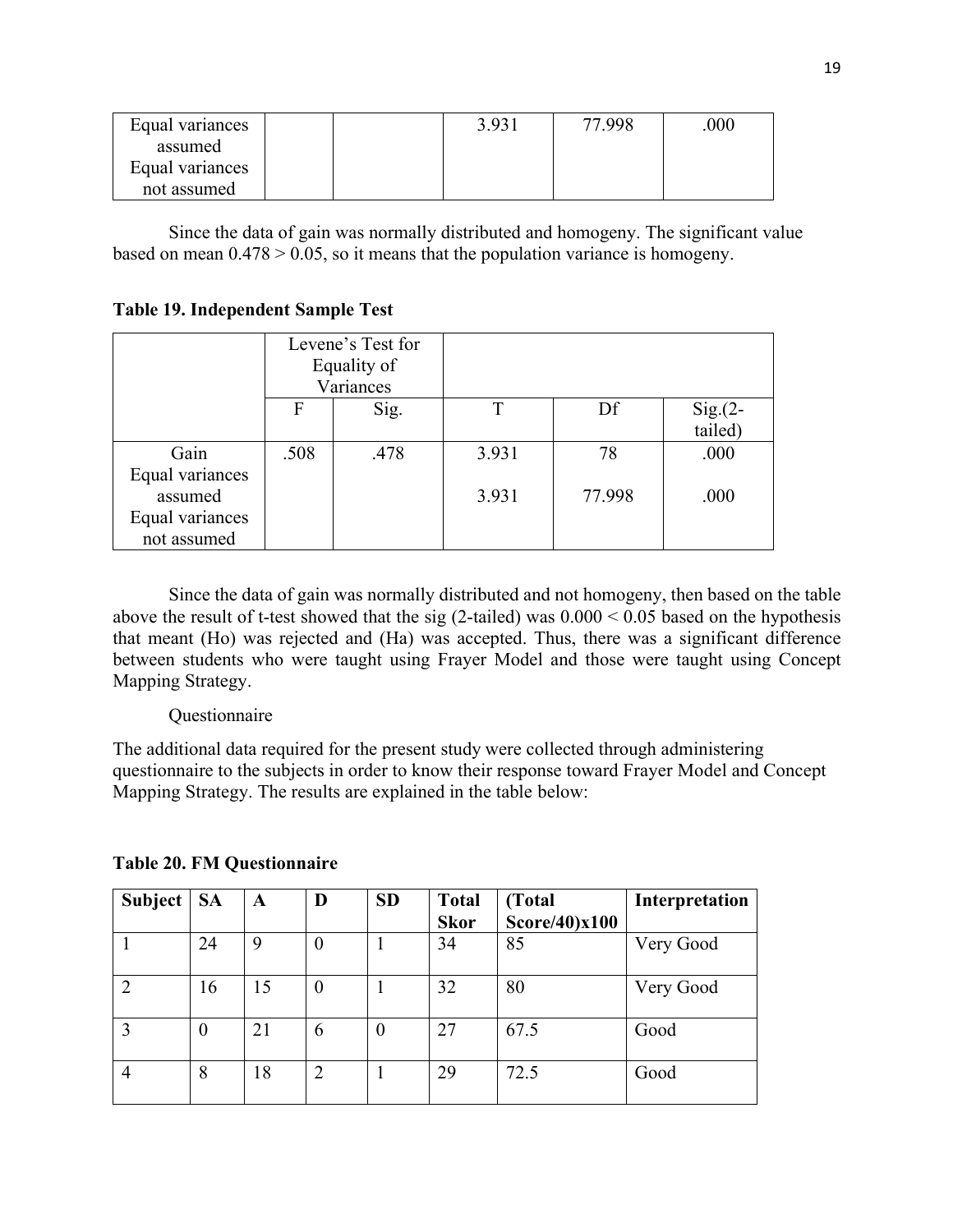| Equal variances assumed<br>Equal variances not assumed | | | 3.931 | 77.998 | .000 |
|---|---|---|---|---|---|

Since the data of gain was normally distributed and homogeny. The significant value based on mean 0.478 > 0.05, so it means that the population variance is homogeny.

**Table 19. Independent Sample Test**

| | Levene's Test for Equality of Variances | | | | |
|---|---|---|---|---|---|
| | F | Sig. | T | Df | Sig.(2-tailed) |
| Gain<br>Equal variances assumed<br>Equal variances not assumed | .508 | .478 | 3.931<br><br>3.931 | 78<br><br>77.998 | .000<br><br>.000 |

Since the data of gain was normally distributed and not homogeny, then based on the table above the result of t-test showed that the sig (2-tailed) was 0.000 < 0.05 based on the hypothesis that meant (Ho) was rejected and (Ha) was accepted. Thus, there was a significant difference between students who were taught using Frayer Model and those were taught using Concept Mapping Strategy.

Questionnaire

The additional data required for the present study were collected through administering questionnaire to the subjects in order to know their response toward Frayer Model and Concept Mapping Strategy. The results are explained in the table below:

**Table 20. FM Questionnaire**

| Subject | SA | A | D | SD | Total Skor | (Total Score/40)x100 | Interpretation |
|---|---|---|---|---|---|---|---|
| 1 | 24 | 9 | 0 | 1 | 34 | 85 | Very Good |
| 2 | 16 | 15 | 0 | 1 | 32 | 80 | Very Good |
| 3 | 0 | 21 | 6 | 0 | 27 | 67.5 | Good |
| 4 | 8 | 18 | 2 | 1 | 29 | 72.5 | Good |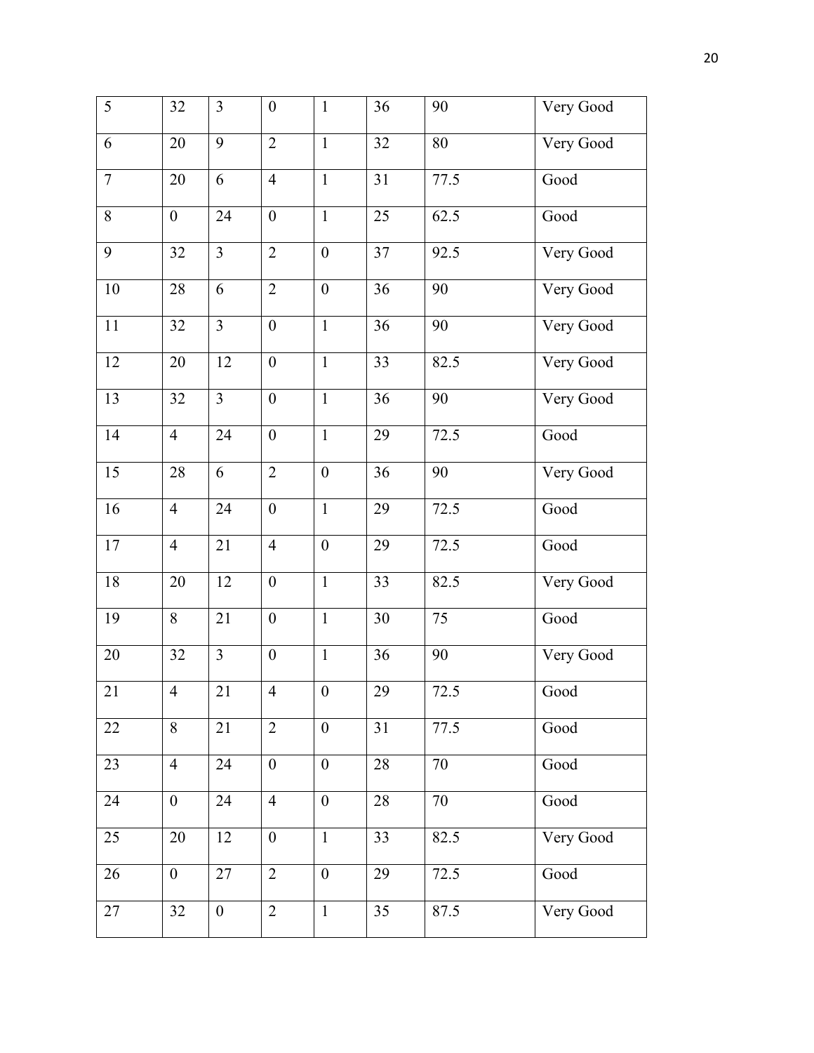| 5 | 32 | 3 | 0 | 1 | 36 | 90 | Very Good |
|---|---|---|---|---|---|---|---|
| 6 | 20 | 9 | 2 | 1 | 32 | 80 | Very Good |
| 7 | 20 | 6 | 4 | 1 | 31 | 77.5 | Good |
| 8 | 0 | 24 | 0 | 1 | 25 | 62.5 | Good |
| 9 | 32 | 3 | 2 | 0 | 37 | 92.5 | Very Good |
| 10 | 28 | 6 | 2 | 0 | 36 | 90 | Very Good |
| 11 | 32 | 3 | 0 | 1 | 36 | 90 | Very Good |
| 12 | 20 | 12 | 0 | 1 | 33 | 82.5 | Very Good |
| 13 | 32 | 3 | 0 | 1 | 36 | 90 | Very Good |
| 14 | 4 | 24 | 0 | 1 | 29 | 72.5 | Good |
| 15 | 28 | 6 | 2 | 0 | 36 | 90 | Very Good |
| 16 | 4 | 24 | 0 | 1 | 29 | 72.5 | Good |
| 17 | 4 | 21 | 4 | 0 | 29 | 72.5 | Good |
| 18 | 20 | 12 | 0 | 1 | 33 | 82.5 | Very Good |
| 19 | 8 | 21 | 0 | 1 | 30 | 75 | Good |
| 20 | 32 | 3 | 0 | 1 | 36 | 90 | Very Good |
| 21 | 4 | 21 | 4 | 0 | 29 | 72.5 | Good |
| 22 | 8 | 21 | 2 | 0 | 31 | 77.5 | Good |
| 23 | 4 | 24 | 0 | 0 | 28 | 70 | Good |
| 24 | 0 | 24 | 4 | 0 | 28 | 70 | Good |
| 25 | 20 | 12 | 0 | 1 | 33 | 82.5 | Very Good |
| 26 | 0 | 27 | 2 | 0 | 29 | 72.5 | Good |
| 27 | 32 | 0 | 2 | 1 | 35 | 87.5 | Very Good |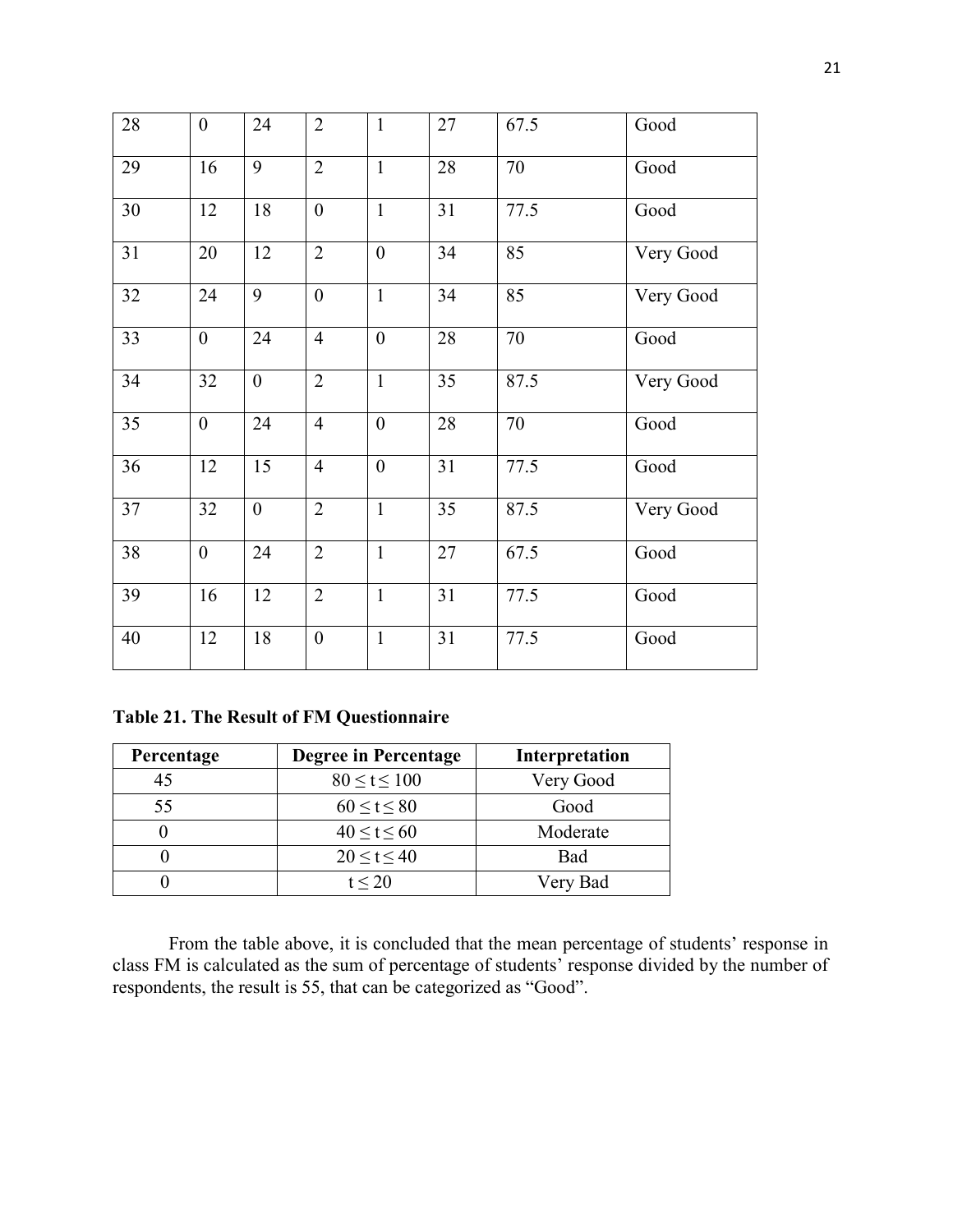| 28 | 0 | 24 | 2 | 1 | 27 | 67.5 | Good |
|---|---|---|---|---|---|---|---|
| 29 | 16 | 9 | 2 | 1 | 28 | 70 | Good |
| 30 | 12 | 18 | 0 | 1 | 31 | 77.5 | Good |
| 31 | 20 | 12 | 2 | 0 | 34 | 85 | Very Good |
| 32 | 24 | 9 | 0 | 1 | 34 | 85 | Very Good |
| 33 | 0 | 24 | 4 | 0 | 28 | 70 | Good |
| 34 | 32 | 0 | 2 | 1 | 35 | 87.5 | Very Good |
| 35 | 0 | 24 | 4 | 0 | 28 | 70 | Good |
| 36 | 12 | 15 | 4 | 0 | 31 | 77.5 | Good |
| 37 | 32 | 0 | 2 | 1 | 35 | 87.5 | Very Good |
| 38 | 0 | 24 | 2 | 1 | 27 | 67.5 | Good |
| 39 | 16 | 12 | 2 | 1 | 31 | 77.5 | Good |
| 40 | 12 | 18 | 0 | 1 | 31 | 77.5 | Good |

**Table 21. The Result of FM Questionnaire**

| Percentage | Degree in Percentage | Interpretation |
|---|---|---|
| 45 | $80 \leq t \leq 100$ | Very Good |
| 55 | $60 \leq t \leq 80$ | Good |
| 0 | $40 \leq t \leq 60$ | Moderate |
| 0 | $20 \leq t \leq 40$ | Bad |
| 0 | $t \leq 20$ | Very Bad |

From the table above, it is concluded that the mean percentage of students' response in class FM is calculated as the sum of percentage of students' response divided by the number of respondents, the result is 55, that can be categorized as "Good".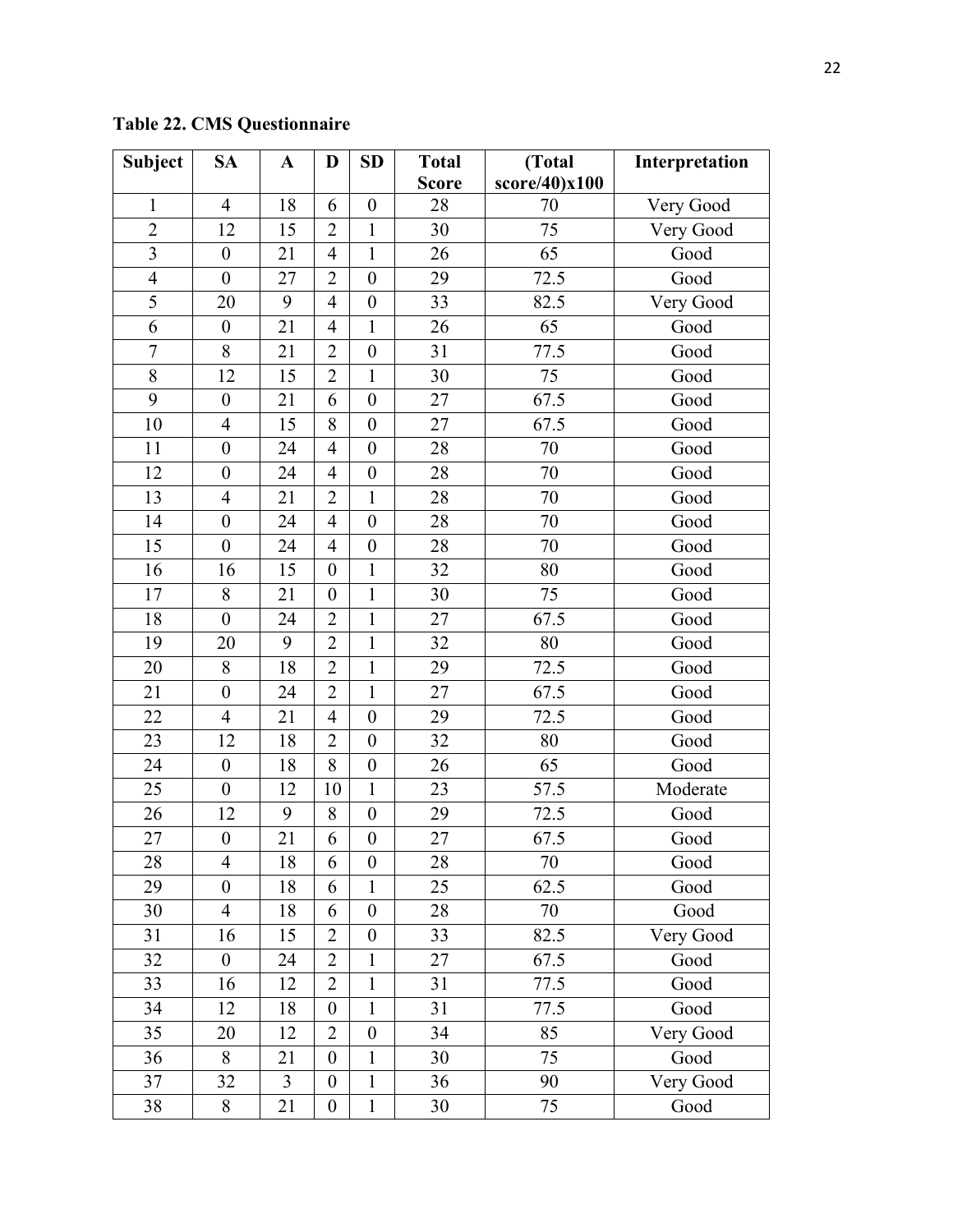**Table 22. CMS Questionnaire**

| Subject | SA | A | D | SD | Total Score | (Total score/40)x100 | Interpretation |
|---|---|---|---|---|---|---|---|
| 1 | 4 | 18 | 6 | 0 | 28 | 70 | Very Good |
| 2 | 12 | 15 | 2 | 1 | 30 | 75 | Very Good |
| 3 | 0 | 21 | 4 | 1 | 26 | 65 | Good |
| 4 | 0 | 27 | 2 | 0 | 29 | 72.5 | Good |
| 5 | 20 | 9 | 4 | 0 | 33 | 82.5 | Very Good |
| 6 | 0 | 21 | 4 | 1 | 26 | 65 | Good |
| 7 | 8 | 21 | 2 | 0 | 31 | 77.5 | Good |
| 8 | 12 | 15 | 2 | 1 | 30 | 75 | Good |
| 9 | 0 | 21 | 6 | 0 | 27 | 67.5 | Good |
| 10 | 4 | 15 | 8 | 0 | 27 | 67.5 | Good |
| 11 | 0 | 24 | 4 | 0 | 28 | 70 | Good |
| 12 | 0 | 24 | 4 | 0 | 28 | 70 | Good |
| 13 | 4 | 21 | 2 | 1 | 28 | 70 | Good |
| 14 | 0 | 24 | 4 | 0 | 28 | 70 | Good |
| 15 | 0 | 24 | 4 | 0 | 28 | 70 | Good |
| 16 | 16 | 15 | 0 | 1 | 32 | 80 | Good |
| 17 | 8 | 21 | 0 | 1 | 30 | 75 | Good |
| 18 | 0 | 24 | 2 | 1 | 27 | 67.5 | Good |
| 19 | 20 | 9 | 2 | 1 | 32 | 80 | Good |
| 20 | 8 | 18 | 2 | 1 | 29 | 72.5 | Good |
| 21 | 0 | 24 | 2 | 1 | 27 | 67.5 | Good |
| 22 | 4 | 21 | 4 | 0 | 29 | 72.5 | Good |
| 23 | 12 | 18 | 2 | 0 | 32 | 80 | Good |
| 24 | 0 | 18 | 8 | 0 | 26 | 65 | Good |
| 25 | 0 | 12 | 10 | 1 | 23 | 57.5 | Moderate |
| 26 | 12 | 9 | 8 | 0 | 29 | 72.5 | Good |
| 27 | 0 | 21 | 6 | 0 | 27 | 67.5 | Good |
| 28 | 4 | 18 | 6 | 0 | 28 | 70 | Good |
| 29 | 0 | 18 | 6 | 1 | 25 | 62.5 | Good |
| 30 | 4 | 18 | 6 | 0 | 28 | 70 | Good |
| 31 | 16 | 15 | 2 | 0 | 33 | 82.5 | Very Good |
| 32 | 0 | 24 | 2 | 1 | 27 | 67.5 | Good |
| 33 | 16 | 12 | 2 | 1 | 31 | 77.5 | Good |
| 34 | 12 | 18 | 0 | 1 | 31 | 77.5 | Good |
| 35 | 20 | 12 | 2 | 0 | 34 | 85 | Very Good |
| 36 | 8 | 21 | 0 | 1 | 30 | 75 | Good |
| 37 | 32 | 3 | 0 | 1 | 36 | 90 | Very Good |
| 38 | 8 | 21 | 0 | 1 | 30 | 75 | Good |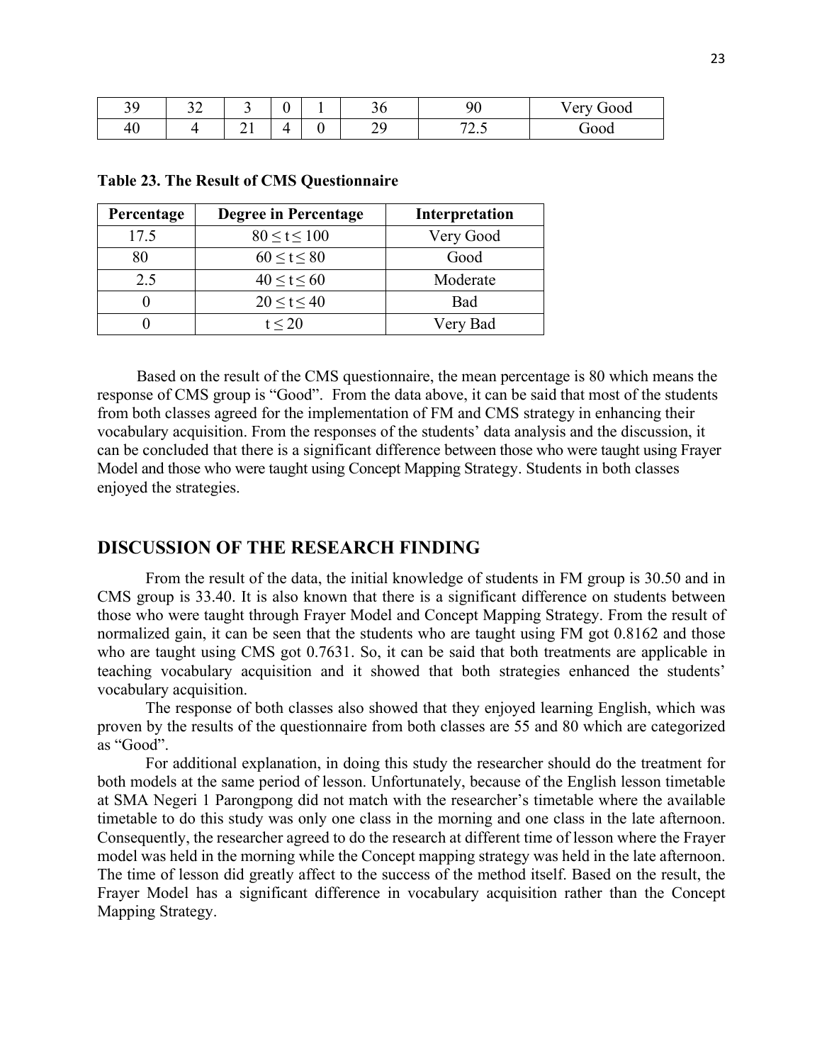| 39 | 32 | 3 | 0 | 1 | 36 | 90 | Very Good |
|---|---|---|---|---|---|---|---|
| 40 | 4 | 21 | 4 | 0 | 29 | 72.5 | Good |

**Table 23. The Result of CMS Questionnaire**

| Percentage | Degree in Percentage | Interpretation |
|---|---|---|
| 17.5 | $80 \leq t \leq 100$ | Very Good |
| 80 | $60 \leq t \leq 80$ | Good |
| 2.5 | $40 \leq t \leq 60$ | Moderate |
| 0 | $20 \leq t \leq 40$ | Bad |
| 0 | $t \leq 20$ | Very Bad |

Based on the result of the CMS questionnaire, the mean percentage is 80 which means the response of CMS group is "Good". From the data above, it can be said that most of the students from both classes agreed for the implementation of FM and CMS strategy in enhancing their vocabulary acquisition. From the responses of the students' data analysis and the discussion, it can be concluded that there is a significant difference between those who were taught using Frayer Model and those who were taught using Concept Mapping Strategy. Students in both classes enjoyed the strategies.

## DISCUSSION OF THE RESEARCH FINDING

From the result of the data, the initial knowledge of students in FM group is 30.50 and in CMS group is 33.40. It is also known that there is a significant difference on students between those who were taught through Frayer Model and Concept Mapping Strategy. From the result of normalized gain, it can be seen that the students who are taught using FM got 0.8162 and those who are taught using CMS got 0.7631. So, it can be said that both treatments are applicable in teaching vocabulary acquisition and it showed that both strategies enhanced the students' vocabulary acquisition.

The response of both classes also showed that they enjoyed learning English, which was proven by the results of the questionnaire from both classes are 55 and 80 which are categorized as "Good".

For additional explanation, in doing this study the researcher should do the treatment for both models at the same period of lesson. Unfortunately, because of the English lesson timetable at SMA Negeri 1 Parongpong did not match with the researcher's timetable where the available timetable to do this study was only one class in the morning and one class in the late afternoon. Consequently, the researcher agreed to do the research at different time of lesson where the Frayer model was held in the morning while the Concept mapping strategy was held in the late afternoon. The time of lesson did greatly affect to the success of the method itself. Based on the result, the Frayer Model has a significant difference in vocabulary acquisition rather than the Concept Mapping Strategy.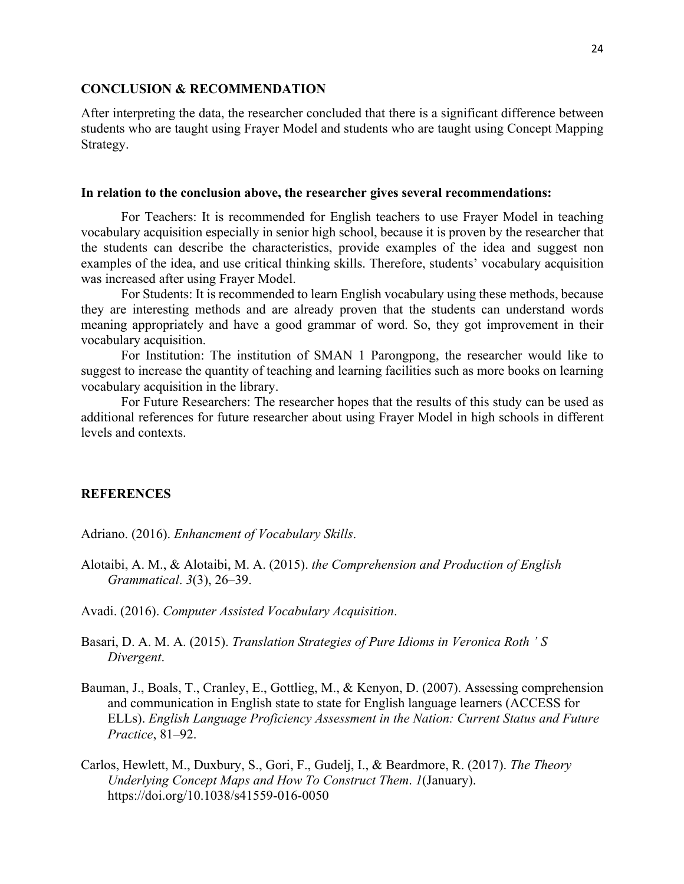## CONCLUSION & RECOMMENDATION

After interpreting the data, the researcher concluded that there is a significant difference between students who are taught using Frayer Model and students who are taught using Concept Mapping Strategy.

**In relation to the conclusion above, the researcher gives several recommendations:**

For Teachers: It is recommended for English teachers to use Frayer Model in teaching vocabulary acquisition especially in senior high school, because it is proven by the researcher that the students can describe the characteristics, provide examples of the idea and suggest non examples of the idea, and use critical thinking skills. Therefore, students' vocabulary acquisition was increased after using Frayer Model.

For Students: It is recommended to learn English vocabulary using these methods, because they are interesting methods and are already proven that the students can understand words meaning appropriately and have a good grammar of word. So, they got improvement in their vocabulary acquisition.

For Institution: The institution of SMAN 1 Parongpong, the researcher would like to suggest to increase the quantity of teaching and learning facilities such as more books on learning vocabulary acquisition in the library.

For Future Researchers: The researcher hopes that the results of this study can be used as additional references for future researcher about using Frayer Model in high schools in different levels and contexts.

## REFERENCES

Adriano. (2016). *Enhancment of Vocabulary Skills*.

Alotaibi, A. M., & Alotaibi, M. A. (2015). *the Comprehension and Production of English Grammatical*. *3*(3), 26–39.

Avadi. (2016). *Computer Assisted Vocabulary Acquisition*.

Basari, D. A. M. A. (2015). *Translation Strategies of Pure Idioms in Veronica Roth ' S Divergent*.

Bauman, J., Boals, T., Cranley, E., Gottlieg, M., & Kenyon, D. (2007). Assessing comprehension and communication in English state to state for English language learners (ACCESS for ELLs). *English Language Proficiency Assessment in the Nation: Current Status and Future Practice*, 81–92.

Carlos, Hewlett, M., Duxbury, S., Gori, F., Gudelj, I., & Beardmore, R. (2017). *The Theory Underlying Concept Maps and How To Construct Them*. *1*(January). https://doi.org/10.1038/s41559-016-0050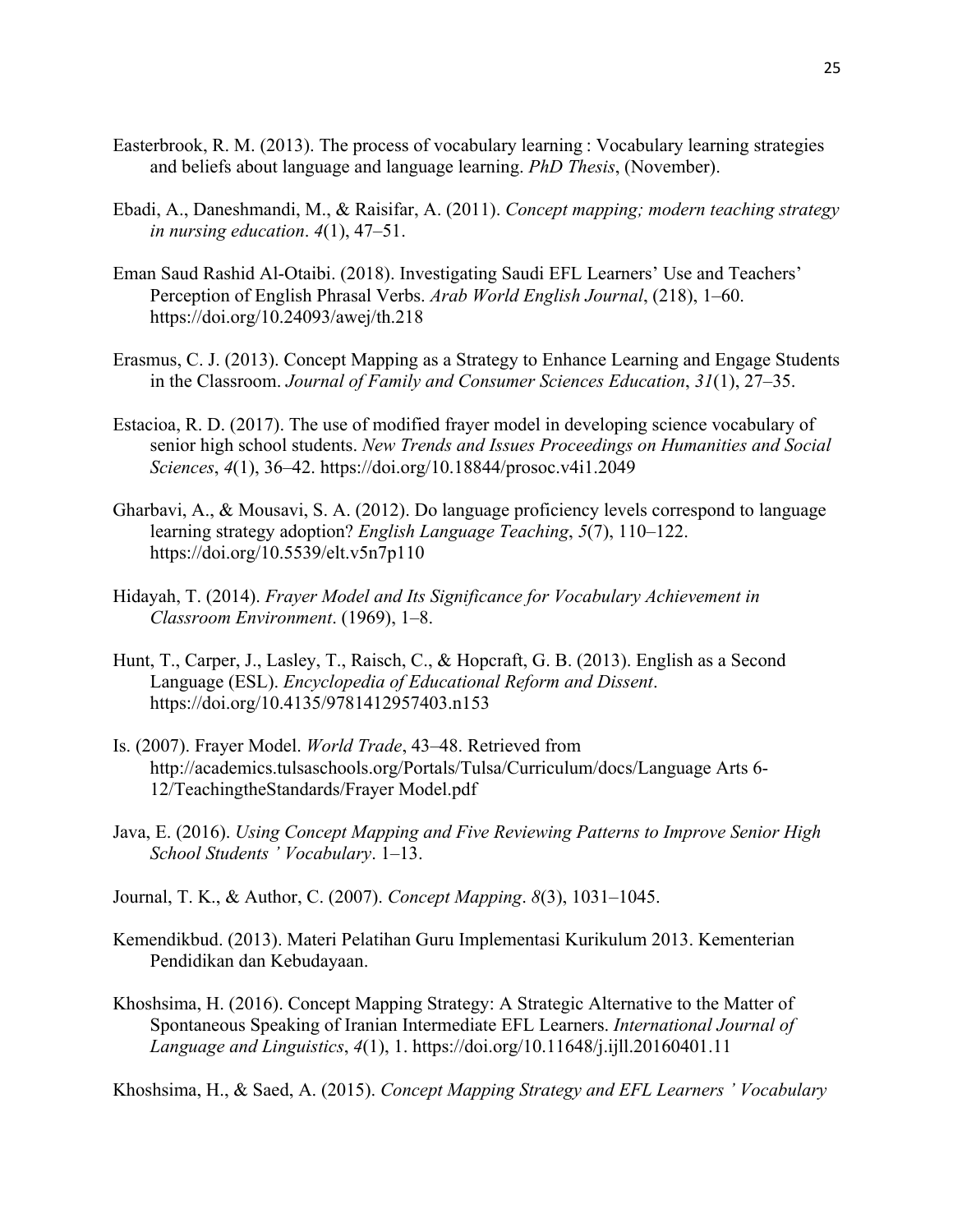Easterbrook, R. M. (2013). The process of vocabulary learning : Vocabulary learning strategies and beliefs about language and language learning. *PhD Thesis*, (November).

Ebadi, A., Daneshmandi, M., & Raisifar, A. (2011). *Concept mapping; modern teaching strategy in nursing education*. *4*(1), 47–51.

Eman Saud Rashid Al-Otaibi. (2018). Investigating Saudi EFL Learners' Use and Teachers' Perception of English Phrasal Verbs. *Arab World English Journal*, (218), 1–60. https://doi.org/10.24093/awej/th.218

Erasmus, C. J. (2013). Concept Mapping as a Strategy to Enhance Learning and Engage Students in the Classroom. *Journal of Family and Consumer Sciences Education*, *31*(1), 27–35.

Estacioa, R. D. (2017). The use of modified frayer model in developing science vocabulary of senior high school students. *New Trends and Issues Proceedings on Humanities and Social Sciences*, *4*(1), 36–42. https://doi.org/10.18844/prosoc.v4i1.2049

Gharbavi, A., & Mousavi, S. A. (2012). Do language proficiency levels correspond to language learning strategy adoption? *English Language Teaching*, *5*(7), 110–122. https://doi.org/10.5539/elt.v5n7p110

Hidayah, T. (2014). *Frayer Model and Its Significance for Vocabulary Achievement in Classroom Environment*. (1969), 1–8.

Hunt, T., Carper, J., Lasley, T., Raisch, C., & Hopcraft, G. B. (2013). English as a Second Language (ESL). *Encyclopedia of Educational Reform and Dissent*. https://doi.org/10.4135/9781412957403.n153

Is. (2007). Frayer Model. *World Trade*, 43–48. Retrieved from http://academics.tulsaschools.org/Portals/Tulsa/Curriculum/docs/Language Arts 6-12/TeachingtheStandards/Frayer Model.pdf

Java, E. (2016). *Using Concept Mapping and Five Reviewing Patterns to Improve Senior High School Students ' Vocabulary*. 1–13.

Journal, T. K., & Author, C. (2007). *Concept Mapping*. *8*(3), 1031–1045.

Kemendikbud. (2013). Materi Pelatihan Guru Implementasi Kurikulum 2013. Kementerian Pendidikan dan Kebudayaan.

Khoshsima, H. (2016). Concept Mapping Strategy: A Strategic Alternative to the Matter of Spontaneous Speaking of Iranian Intermediate EFL Learners. *International Journal of Language and Linguistics*, *4*(1), 1. https://doi.org/10.11648/j.ijll.20160401.11

Khoshsima, H., & Saed, A. (2015). *Concept Mapping Strategy and EFL Learners ' Vocabulary*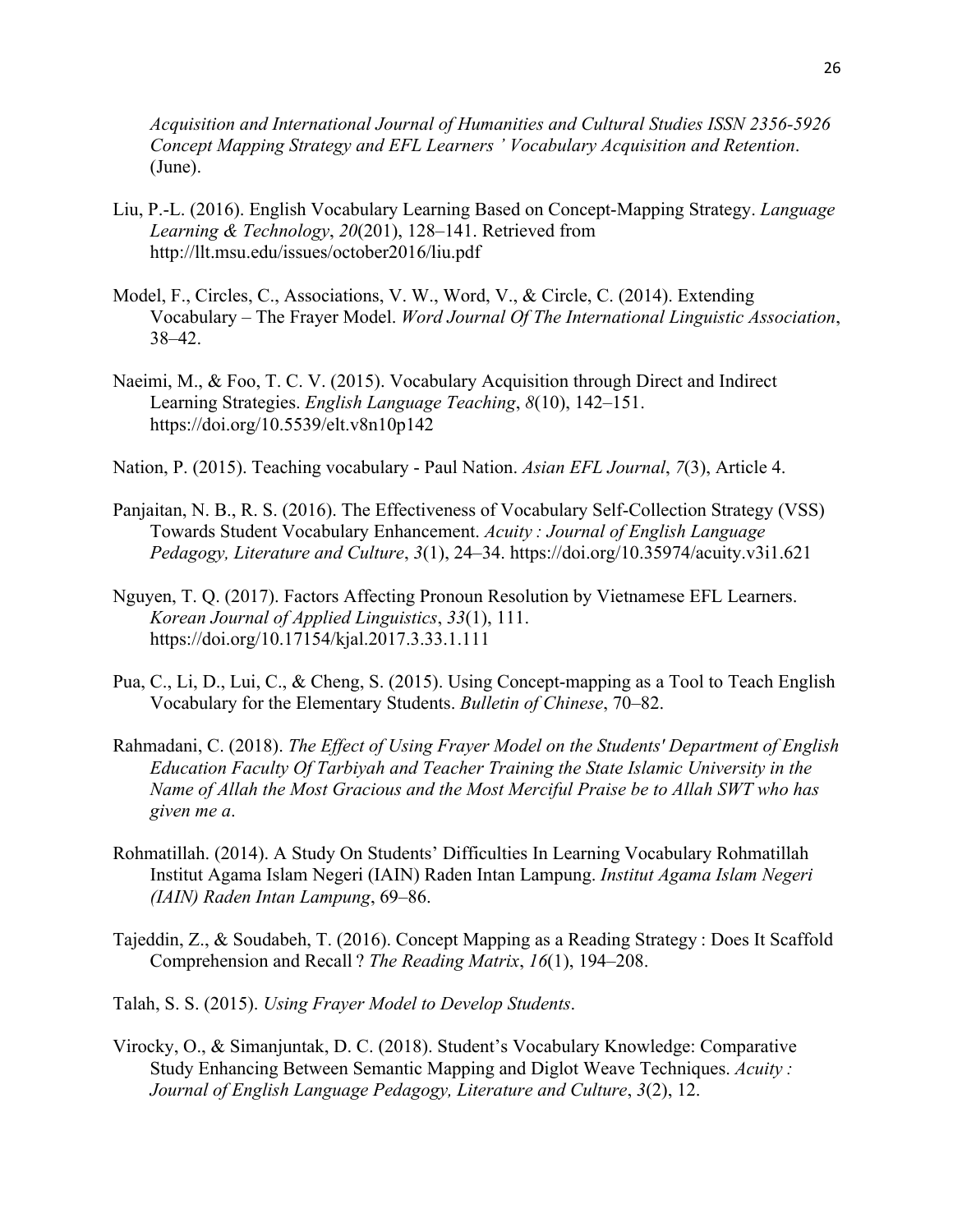*Acquisition and International Journal of Humanities and Cultural Studies ISSN 2356-5926 Concept Mapping Strategy and EFL Learners ' Vocabulary Acquisition and Retention*. (June).

Liu, P.-L. (2016). English Vocabulary Learning Based on Concept-Mapping Strategy. *Language Learning & Technology*, *20*(201), 128–141. Retrieved from http://llt.msu.edu/issues/october2016/liu.pdf

Model, F., Circles, C., Associations, V. W., Word, V., & Circle, C. (2014). Extending Vocabulary – The Frayer Model. *Word Journal Of The International Linguistic Association*, 38–42.

Naeimi, M., & Foo, T. C. V. (2015). Vocabulary Acquisition through Direct and Indirect Learning Strategies. *English Language Teaching*, *8*(10), 142–151. https://doi.org/10.5539/elt.v8n10p142

Nation, P. (2015). Teaching vocabulary - Paul Nation. *Asian EFL Journal*, *7*(3), Article 4.

Panjaitan, N. B., R. S. (2016). The Effectiveness of Vocabulary Self-Collection Strategy (VSS) Towards Student Vocabulary Enhancement. *Acuity : Journal of English Language Pedagogy, Literature and Culture*, *3*(1), 24–34. https://doi.org/10.35974/acuity.v3i1.621

Nguyen, T. Q. (2017). Factors Affecting Pronoun Resolution by Vietnamese EFL Learners. *Korean Journal of Applied Linguistics*, *33*(1), 111. https://doi.org/10.17154/kjal.2017.3.33.1.111

Pua, C., Li, D., Lui, C., & Cheng, S. (2015). Using Concept-mapping as a Tool to Teach English Vocabulary for the Elementary Students. *Bulletin of Chinese*, 70–82.

Rahmadani, C. (2018). *The Effect of Using Frayer Model on the Students' Department of English Education Faculty Of Tarbiyah and Teacher Training the State Islamic University in the Name of Allah the Most Gracious and the Most Merciful Praise be to Allah SWT who has given me a*.

Rohmatillah. (2014). A Study On Students' Difficulties In Learning Vocabulary Rohmatillah Institut Agama Islam Negeri (IAIN) Raden Intan Lampung. *Institut Agama Islam Negeri (IAIN) Raden Intan Lampung*, 69–86.

Tajeddin, Z., & Soudabeh, T. (2016). Concept Mapping as a Reading Strategy : Does It Scaffold Comprehension and Recall ? *The Reading Matrix*, *16*(1), 194–208.

Talah, S. S. (2015). *Using Frayer Model to Develop Students*.

Virocky, O., & Simanjuntak, D. C. (2018). Student's Vocabulary Knowledge: Comparative Study Enhancing Between Semantic Mapping and Diglot Weave Techniques. *Acuity : Journal of English Language Pedagogy, Literature and Culture*, *3*(2), 12.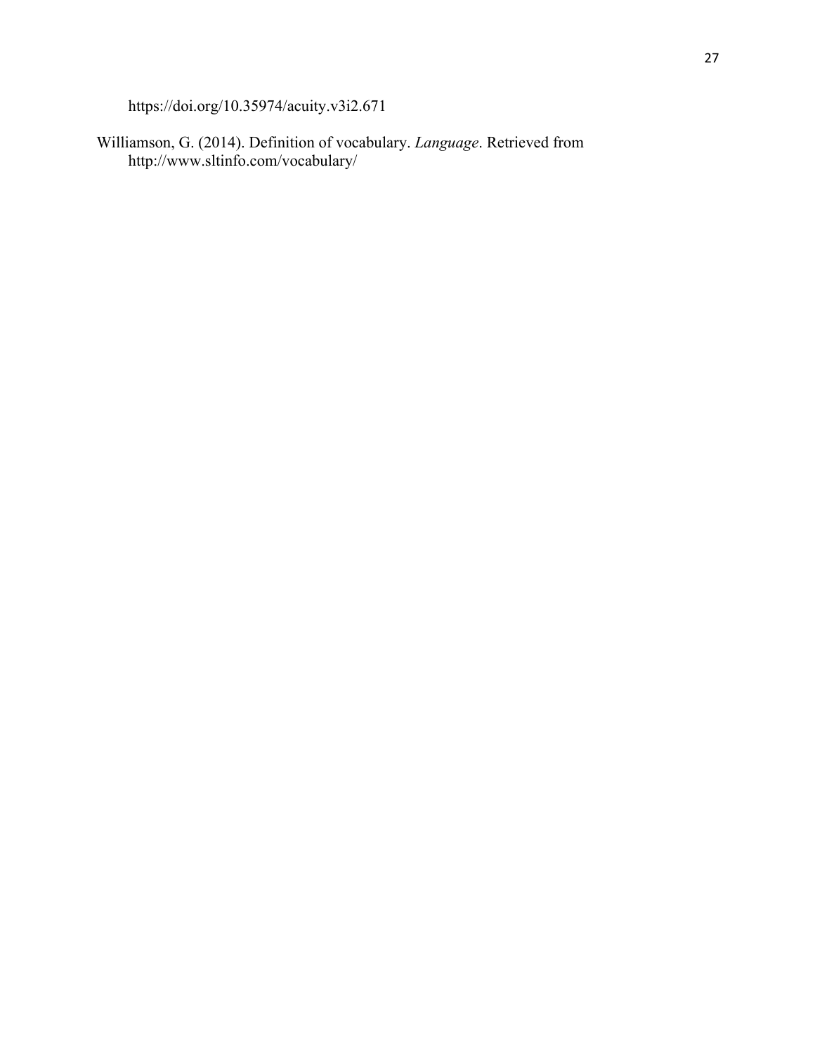https://doi.org/10.35974/acuity.v3i2.671

Williamson, G. (2014). Definition of vocabulary. *Language*. Retrieved from http://www.sltinfo.com/vocabulary/